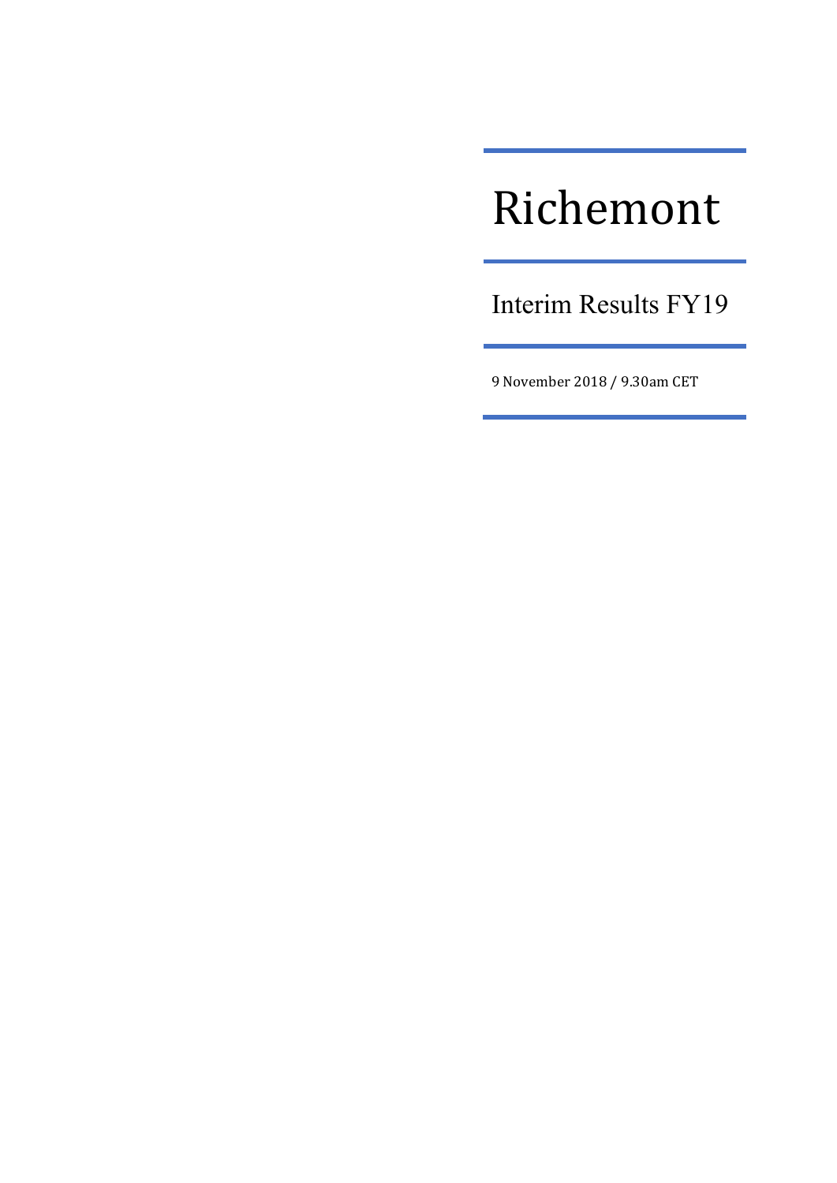# Richemont

## Interim Results FY19

9 November 2018 / 9.30am CET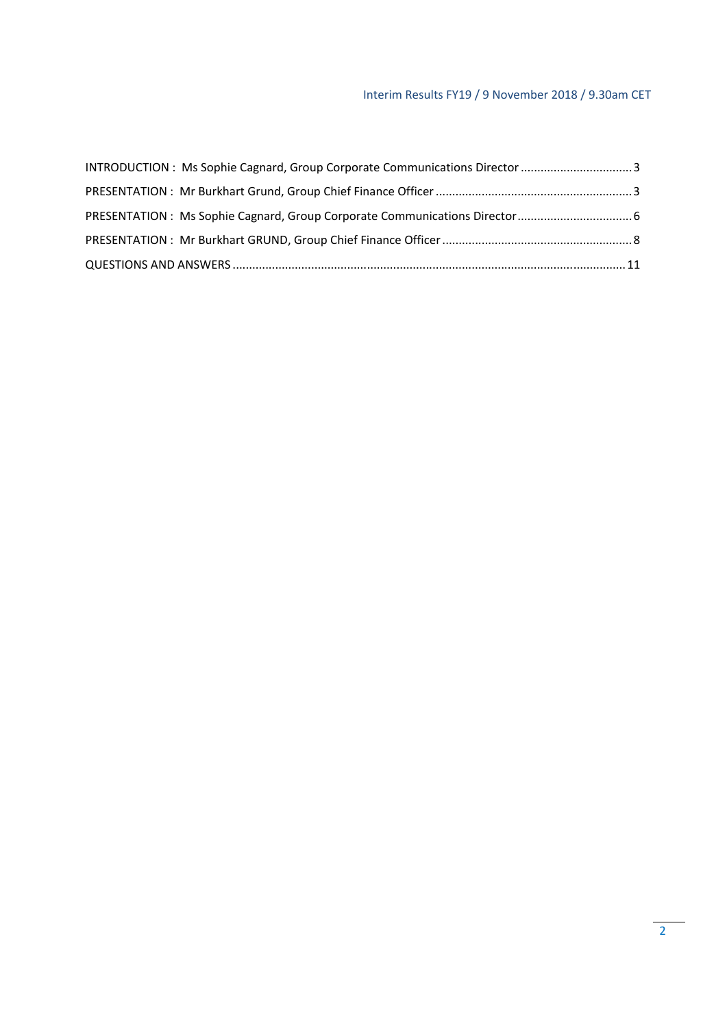INTRODUCTION : Ms Sophie Cagnard, Group Corporate Communications Director .................................. 3

PRESENTATION : Mr Burkhart Grund, Group Chief Finance Officer ........................................................... 3

PRESENTATION : Ms Sophie Cagnard, Group Corporate Communications Director .................................. 6

PRESENTATION : Mr Burkhart GRUND, Group Chief Finance Officer ......................................................... 8

QUESTIONS AND ANSWERS ...................................................................................................................... 11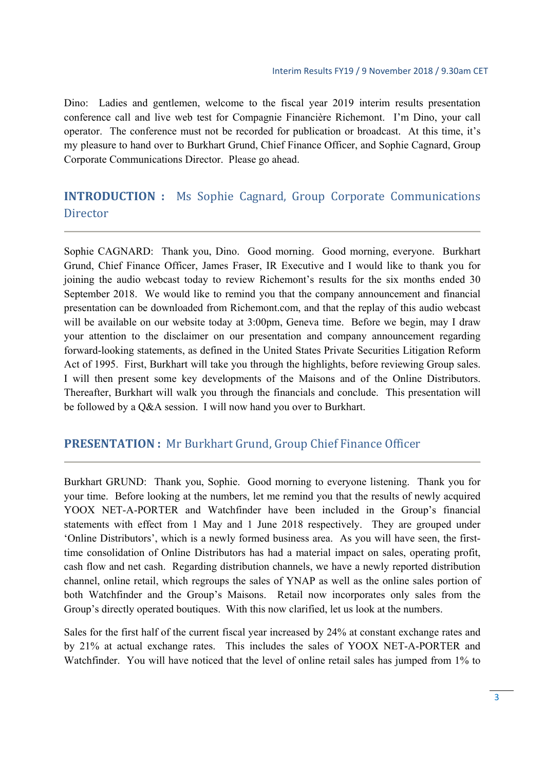Dino: Ladies and gentlemen, welcome to the fiscal year 2019 interim results presentation conference call and live web test for Compagnie Financière Richemont. I'm Dino, your call operator. The conference must not be recorded for publication or broadcast. At this time, it's my pleasure to hand over to Burkhart Grund, Chief Finance Officer, and Sophie Cagnard, Group Corporate Communications Director. Please go ahead.

## INTRODUCTION : Ms Sophie Cagnard, Group Corporate Communications Director

Sophie CAGNARD: Thank you, Dino. Good morning. Good morning, everyone. Burkhart Grund, Chief Finance Officer, James Fraser, IR Executive and I would like to thank you for joining the audio webcast today to review Richemont's results for the six months ended 30 September 2018. We would like to remind you that the company announcement and financial presentation can be downloaded from Richemont.com, and that the replay of this audio webcast will be available on our website today at 3:00pm, Geneva time. Before we begin, may I draw your attention to the disclaimer on our presentation and company announcement regarding forward-looking statements, as defined in the United States Private Securities Litigation Reform Act of 1995. First, Burkhart will take you through the highlights, before reviewing Group sales. I will then present some key developments of the Maisons and of the Online Distributors. Thereafter, Burkhart will walk you through the financials and conclude. This presentation will be followed by a Q&A session. I will now hand you over to Burkhart.

## PRESENTATION : Mr Burkhart Grund, Group Chief Finance Officer

Burkhart GRUND: Thank you, Sophie. Good morning to everyone listening. Thank you for your time. Before looking at the numbers, let me remind you that the results of newly acquired YOOX NET-A-PORTER and Watchfinder have been included in the Group's financial statements with effect from 1 May and 1 June 2018 respectively. They are grouped under 'Online Distributors', which is a newly formed business area. As you will have seen, the first-time consolidation of Online Distributors has had a material impact on sales, operating profit, cash flow and net cash. Regarding distribution channels, we have a newly reported distribution channel, online retail, which regroups the sales of YNAP as well as the online sales portion of both Watchfinder and the Group's Maisons. Retail now incorporates only sales from the Group's directly operated boutiques. With this now clarified, let us look at the numbers.

Sales for the first half of the current fiscal year increased by 24% at constant exchange rates and by 21% at actual exchange rates. This includes the sales of YOOX NET-A-PORTER and Watchfinder. You will have noticed that the level of online retail sales has jumped from 1% to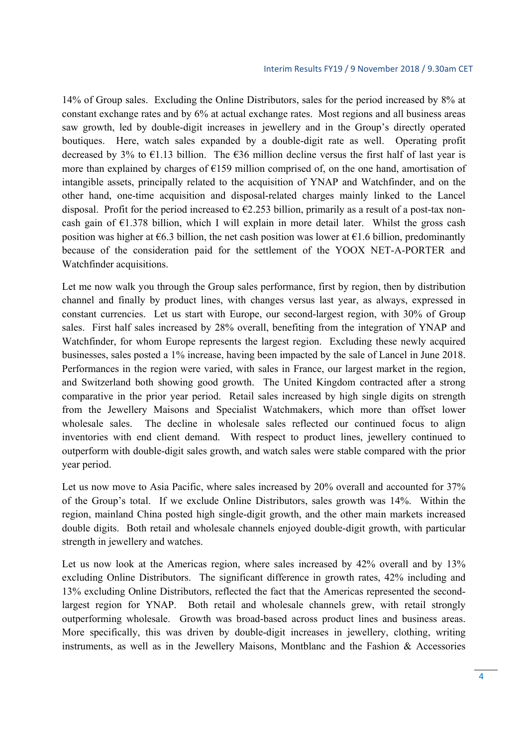14% of Group sales. Excluding the Online Distributors, sales for the period increased by 8% at constant exchange rates and by 6% at actual exchange rates. Most regions and all business areas saw growth, led by double-digit increases in jewellery and in the Group's directly operated boutiques. Here, watch sales expanded by a double-digit rate as well. Operating profit decreased by 3% to €1.13 billion. The €36 million decline versus the first half of last year is more than explained by charges of €159 million comprised of, on the one hand, amortisation of intangible assets, principally related to the acquisition of YNAP and Watchfinder, and on the other hand, one-time acquisition and disposal-related charges mainly linked to the Lancel disposal. Profit for the period increased to €2.253 billion, primarily as a result of a post-tax non-cash gain of €1.378 billion, which I will explain in more detail later. Whilst the gross cash position was higher at €6.3 billion, the net cash position was lower at €1.6 billion, predominantly because of the consideration paid for the settlement of the YOOX NET-A-PORTER and Watchfinder acquisitions.

Let me now walk you through the Group sales performance, first by region, then by distribution channel and finally by product lines, with changes versus last year, as always, expressed in constant currencies. Let us start with Europe, our second-largest region, with 30% of Group sales. First half sales increased by 28% overall, benefiting from the integration of YNAP and Watchfinder, for whom Europe represents the largest region. Excluding these newly acquired businesses, sales posted a 1% increase, having been impacted by the sale of Lancel in June 2018. Performances in the region were varied, with sales in France, our largest market in the region, and Switzerland both showing good growth. The United Kingdom contracted after a strong comparative in the prior year period. Retail sales increased by high single digits on strength from the Jewellery Maisons and Specialist Watchmakers, which more than offset lower wholesale sales. The decline in wholesale sales reflected our continued focus to align inventories with end client demand. With respect to product lines, jewellery continued to outperform with double-digit sales growth, and watch sales were stable compared with the prior year period.

Let us now move to Asia Pacific, where sales increased by 20% overall and accounted for 37% of the Group's total. If we exclude Online Distributors, sales growth was 14%. Within the region, mainland China posted high single-digit growth, and the other main markets increased double digits. Both retail and wholesale channels enjoyed double-digit growth, with particular strength in jewellery and watches.

Let us now look at the Americas region, where sales increased by 42% overall and by 13% excluding Online Distributors. The significant difference in growth rates, 42% including and 13% excluding Online Distributors, reflected the fact that the Americas represented the second-largest region for YNAP. Both retail and wholesale channels grew, with retail strongly outperforming wholesale. Growth was broad-based across product lines and business areas. More specifically, this was driven by double-digit increases in jewellery, clothing, writing instruments, as well as in the Jewellery Maisons, Montblanc and the Fashion & Accessories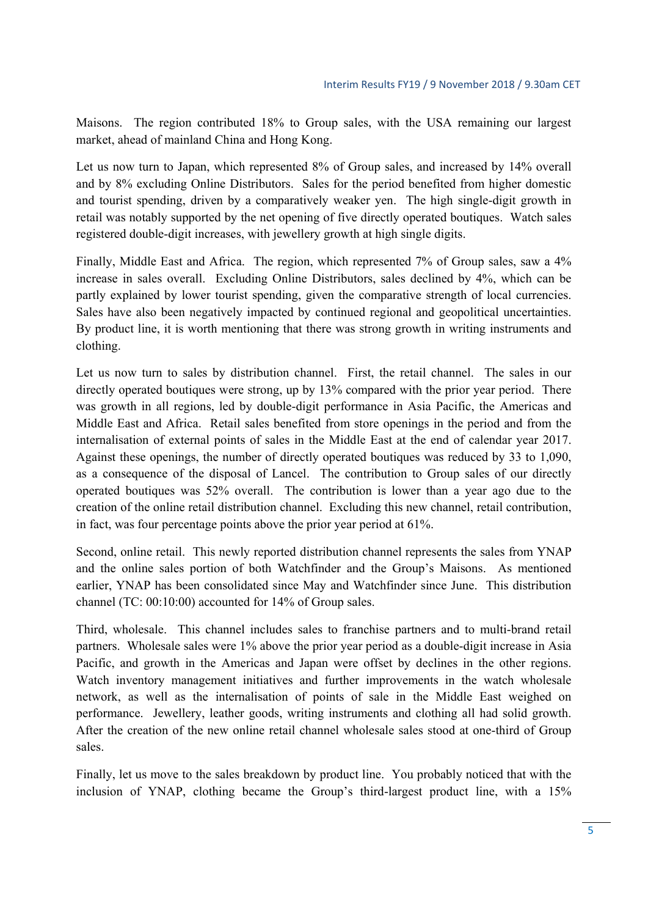Maisons. The region contributed 18% to Group sales, with the USA remaining our largest market, ahead of mainland China and Hong Kong.

Let us now turn to Japan, which represented 8% of Group sales, and increased by 14% overall and by 8% excluding Online Distributors. Sales for the period benefited from higher domestic and tourist spending, driven by a comparatively weaker yen. The high single-digit growth in retail was notably supported by the net opening of five directly operated boutiques. Watch sales registered double-digit increases, with jewellery growth at high single digits.

Finally, Middle East and Africa. The region, which represented 7% of Group sales, saw a 4% increase in sales overall. Excluding Online Distributors, sales declined by 4%, which can be partly explained by lower tourist spending, given the comparative strength of local currencies. Sales have also been negatively impacted by continued regional and geopolitical uncertainties. By product line, it is worth mentioning that there was strong growth in writing instruments and clothing.

Let us now turn to sales by distribution channel. First, the retail channel. The sales in our directly operated boutiques were strong, up by 13% compared with the prior year period. There was growth in all regions, led by double-digit performance in Asia Pacific, the Americas and Middle East and Africa. Retail sales benefited from store openings in the period and from the internalisation of external points of sales in the Middle East at the end of calendar year 2017. Against these openings, the number of directly operated boutiques was reduced by 33 to 1,090, as a consequence of the disposal of Lancel. The contribution to Group sales of our directly operated boutiques was 52% overall. The contribution is lower than a year ago due to the creation of the online retail distribution channel. Excluding this new channel, retail contribution, in fact, was four percentage points above the prior year period at 61%.

Second, online retail. This newly reported distribution channel represents the sales from YNAP and the online sales portion of both Watchfinder and the Group's Maisons. As mentioned earlier, YNAP has been consolidated since May and Watchfinder since June. This distribution channel (TC: 00:10:00) accounted for 14% of Group sales.

Third, wholesale. This channel includes sales to franchise partners and to multi-brand retail partners. Wholesale sales were 1% above the prior year period as a double-digit increase in Asia Pacific, and growth in the Americas and Japan were offset by declines in the other regions. Watch inventory management initiatives and further improvements in the watch wholesale network, as well as the internalisation of points of sale in the Middle East weighed on performance. Jewellery, leather goods, writing instruments and clothing all had solid growth. After the creation of the new online retail channel wholesale sales stood at one-third of Group sales.

Finally, let us move to the sales breakdown by product line. You probably noticed that with the inclusion of YNAP, clothing became the Group's third-largest product line, with a 15%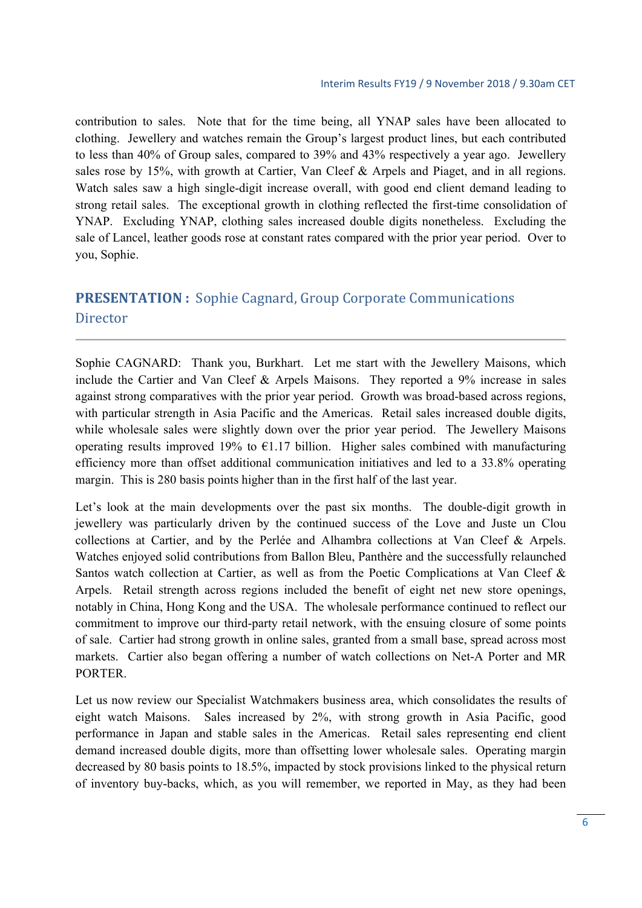contribution to sales. Note that for the time being, all YNAP sales have been allocated to clothing. Jewellery and watches remain the Group's largest product lines, but each contributed to less than 40% of Group sales, compared to 39% and 43% respectively a year ago. Jewellery sales rose by 15%, with growth at Cartier, Van Cleef & Arpels and Piaget, and in all regions. Watch sales saw a high single-digit increase overall, with good end client demand leading to strong retail sales. The exceptional growth in clothing reflected the first-time consolidation of YNAP. Excluding YNAP, clothing sales increased double digits nonetheless. Excluding the sale of Lancel, leather goods rose at constant rates compared with the prior year period. Over to you, Sophie.

## PRESENTATION : Sophie Cagnard, Group Corporate Communications Director

Sophie CAGNARD: Thank you, Burkhart. Let me start with the Jewellery Maisons, which include the Cartier and Van Cleef & Arpels Maisons. They reported a 9% increase in sales against strong comparatives with the prior year period. Growth was broad-based across regions, with particular strength in Asia Pacific and the Americas. Retail sales increased double digits, while wholesale sales were slightly down over the prior year period. The Jewellery Maisons operating results improved 19% to €1.17 billion. Higher sales combined with manufacturing efficiency more than offset additional communication initiatives and led to a 33.8% operating margin. This is 280 basis points higher than in the first half of the last year.

Let's look at the main developments over the past six months. The double-digit growth in jewellery was particularly driven by the continued success of the Love and Juste un Clou collections at Cartier, and by the Perlée and Alhambra collections at Van Cleef & Arpels. Watches enjoyed solid contributions from Ballon Bleu, Panthère and the successfully relaunched Santos watch collection at Cartier, as well as from the Poetic Complications at Van Cleef & Arpels. Retail strength across regions included the benefit of eight net new store openings, notably in China, Hong Kong and the USA. The wholesale performance continued to reflect our commitment to improve our third-party retail network, with the ensuing closure of some points of sale. Cartier had strong growth in online sales, granted from a small base, spread across most markets. Cartier also began offering a number of watch collections on Net-A Porter and MR PORTER.

Let us now review our Specialist Watchmakers business area, which consolidates the results of eight watch Maisons. Sales increased by 2%, with strong growth in Asia Pacific, good performance in Japan and stable sales in the Americas. Retail sales representing end client demand increased double digits, more than offsetting lower wholesale sales. Operating margin decreased by 80 basis points to 18.5%, impacted by stock provisions linked to the physical return of inventory buy-backs, which, as you will remember, we reported in May, as they had been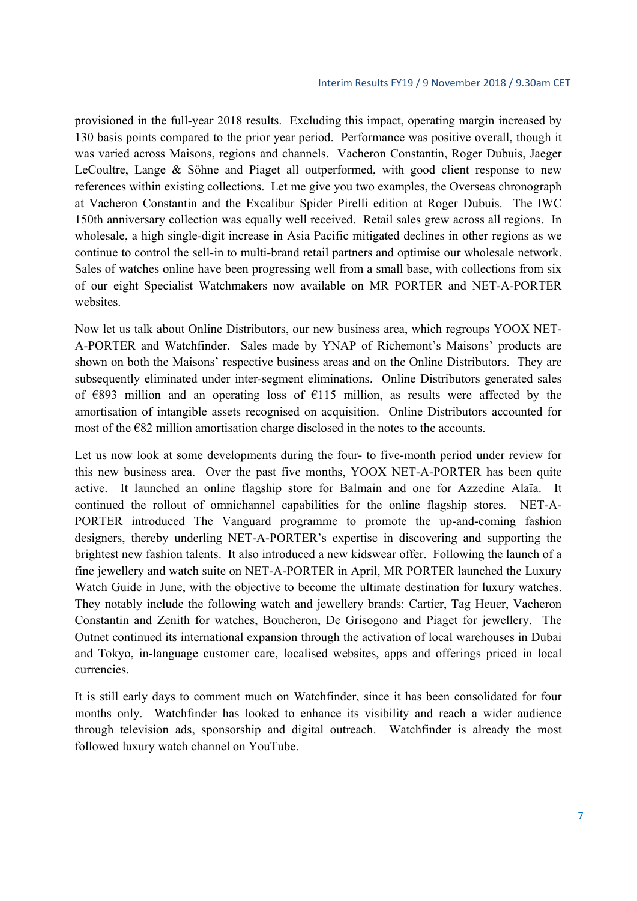provisioned in the full-year 2018 results. Excluding this impact, operating margin increased by 130 basis points compared to the prior year period. Performance was positive overall, though it was varied across Maisons, regions and channels. Vacheron Constantin, Roger Dubuis, Jaeger LeCoultre, Lange & Söhne and Piaget all outperformed, with good client response to new references within existing collections. Let me give you two examples, the Overseas chronograph at Vacheron Constantin and the Excalibur Spider Pirelli edition at Roger Dubuis. The IWC 150th anniversary collection was equally well received. Retail sales grew across all regions. In wholesale, a high single-digit increase in Asia Pacific mitigated declines in other regions as we continue to control the sell-in to multi-brand retail partners and optimise our wholesale network. Sales of watches online have been progressing well from a small base, with collections from six of our eight Specialist Watchmakers now available on MR PORTER and NET-A-PORTER websites.

Now let us talk about Online Distributors, our new business area, which regroups YOOX NET-A-PORTER and Watchfinder. Sales made by YNAP of Richemont's Maisons' products are shown on both the Maisons' respective business areas and on the Online Distributors. They are subsequently eliminated under inter-segment eliminations. Online Distributors generated sales of €893 million and an operating loss of €115 million, as results were affected by the amortisation of intangible assets recognised on acquisition. Online Distributors accounted for most of the €82 million amortisation charge disclosed in the notes to the accounts.

Let us now look at some developments during the four- to five-month period under review for this new business area. Over the past five months, YOOX NET-A-PORTER has been quite active. It launched an online flagship store for Balmain and one for Azzedine Alaïa. It continued the rollout of omnichannel capabilities for the online flagship stores. NET-A-PORTER introduced The Vanguard programme to promote the up-and-coming fashion designers, thereby underling NET-A-PORTER's expertise in discovering and supporting the brightest new fashion talents. It also introduced a new kidswear offer. Following the launch of a fine jewellery and watch suite on NET-A-PORTER in April, MR PORTER launched the Luxury Watch Guide in June, with the objective to become the ultimate destination for luxury watches. They notably include the following watch and jewellery brands: Cartier, Tag Heuer, Vacheron Constantin and Zenith for watches, Boucheron, De Grisogono and Piaget for jewellery. The Outnet continued its international expansion through the activation of local warehouses in Dubai and Tokyo, in-language customer care, localised websites, apps and offerings priced in local currencies.

It is still early days to comment much on Watchfinder, since it has been consolidated for four months only. Watchfinder has looked to enhance its visibility and reach a wider audience through television ads, sponsorship and digital outreach. Watchfinder is already the most followed luxury watch channel on YouTube.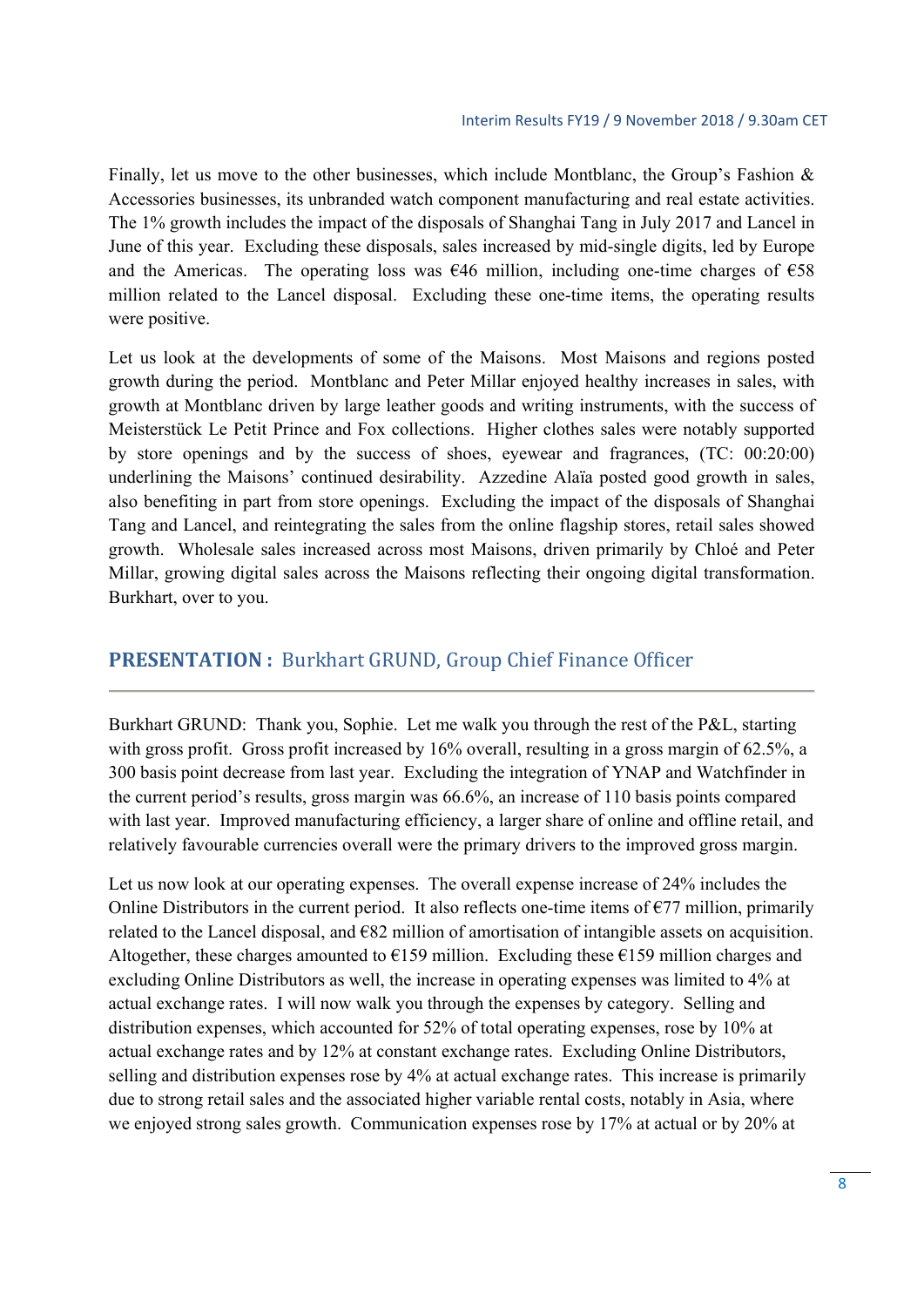Finally, let us move to the other businesses, which include Montblanc, the Group's Fashion & Accessories businesses, its unbranded watch component manufacturing and real estate activities. The 1% growth includes the impact of the disposals of Shanghai Tang in July 2017 and Lancel in June of this year. Excluding these disposals, sales increased by mid-single digits, led by Europe and the Americas. The operating loss was €46 million, including one-time charges of €58 million related to the Lancel disposal. Excluding these one-time items, the operating results were positive.

Let us look at the developments of some of the Maisons. Most Maisons and regions posted growth during the period. Montblanc and Peter Millar enjoyed healthy increases in sales, with growth at Montblanc driven by large leather goods and writing instruments, with the success of Meisterstück Le Petit Prince and Fox collections. Higher clothes sales were notably supported by store openings and by the success of shoes, eyewear and fragrances, (TC: 00:20:00) underlining the Maisons' continued desirability. Azzedine Alaïa posted good growth in sales, also benefiting in part from store openings. Excluding the impact of the disposals of Shanghai Tang and Lancel, and reintegrating the sales from the online flagship stores, retail sales showed growth. Wholesale sales increased across most Maisons, driven primarily by Chloé and Peter Millar, growing digital sales across the Maisons reflecting their ongoing digital transformation. Burkhart, over to you.

## PRESENTATION : Burkhart GRUND, Group Chief Finance Officer

Burkhart GRUND: Thank you, Sophie. Let me walk you through the rest of the P&L, starting with gross profit. Gross profit increased by 16% overall, resulting in a gross margin of 62.5%, a 300 basis point decrease from last year. Excluding the integration of YNAP and Watchfinder in the current period's results, gross margin was 66.6%, an increase of 110 basis points compared with last year. Improved manufacturing efficiency, a larger share of online and offline retail, and relatively favourable currencies overall were the primary drivers to the improved gross margin.

Let us now look at our operating expenses. The overall expense increase of 24% includes the Online Distributors in the current period. It also reflects one-time items of €77 million, primarily related to the Lancel disposal, and €82 million of amortisation of intangible assets on acquisition. Altogether, these charges amounted to €159 million. Excluding these €159 million charges and excluding Online Distributors as well, the increase in operating expenses was limited to 4% at actual exchange rates. I will now walk you through the expenses by category. Selling and distribution expenses, which accounted for 52% of total operating expenses, rose by 10% at actual exchange rates and by 12% at constant exchange rates. Excluding Online Distributors, selling and distribution expenses rose by 4% at actual exchange rates. This increase is primarily due to strong retail sales and the associated higher variable rental costs, notably in Asia, where we enjoyed strong sales growth. Communication expenses rose by 17% at actual or by 20% at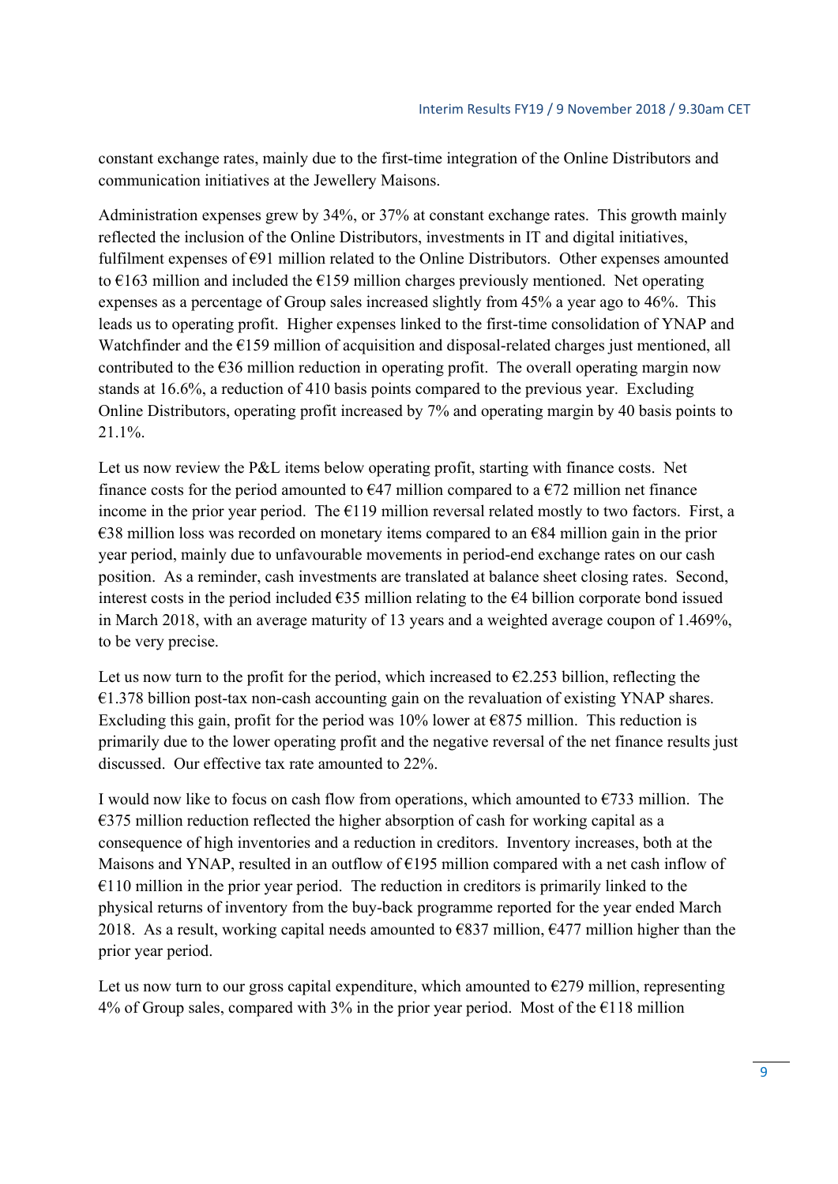constant exchange rates, mainly due to the first-time integration of the Online Distributors and communication initiatives at the Jewellery Maisons.

Administration expenses grew by 34%, or 37% at constant exchange rates. This growth mainly reflected the inclusion of the Online Distributors, investments in IT and digital initiatives, fulfilment expenses of €91 million related to the Online Distributors. Other expenses amounted to €163 million and included the €159 million charges previously mentioned. Net operating expenses as a percentage of Group sales increased slightly from 45% a year ago to 46%. This leads us to operating profit. Higher expenses linked to the first-time consolidation of YNAP and Watchfinder and the €159 million of acquisition and disposal-related charges just mentioned, all contributed to the €36 million reduction in operating profit. The overall operating margin now stands at 16.6%, a reduction of 410 basis points compared to the previous year. Excluding Online Distributors, operating profit increased by 7% and operating margin by 40 basis points to 21.1%.

Let us now review the P&L items below operating profit, starting with finance costs. Net finance costs for the period amounted to €47 million compared to a €72 million net finance income in the prior year period. The €119 million reversal related mostly to two factors. First, a €38 million loss was recorded on monetary items compared to an €84 million gain in the prior year period, mainly due to unfavourable movements in period-end exchange rates on our cash position. As a reminder, cash investments are translated at balance sheet closing rates. Second, interest costs in the period included €35 million relating to the €4 billion corporate bond issued in March 2018, with an average maturity of 13 years and a weighted average coupon of 1.469%, to be very precise.

Let us now turn to the profit for the period, which increased to €2.253 billion, reflecting the €1.378 billion post-tax non-cash accounting gain on the revaluation of existing YNAP shares. Excluding this gain, profit for the period was 10% lower at €875 million. This reduction is primarily due to the lower operating profit and the negative reversal of the net finance results just discussed. Our effective tax rate amounted to 22%.

I would now like to focus on cash flow from operations, which amounted to €733 million. The €375 million reduction reflected the higher absorption of cash for working capital as a consequence of high inventories and a reduction in creditors. Inventory increases, both at the Maisons and YNAP, resulted in an outflow of €195 million compared with a net cash inflow of €110 million in the prior year period. The reduction in creditors is primarily linked to the physical returns of inventory from the buy-back programme reported for the year ended March 2018. As a result, working capital needs amounted to €837 million, €477 million higher than the prior year period.

Let us now turn to our gross capital expenditure, which amounted to €279 million, representing 4% of Group sales, compared with 3% in the prior year period. Most of the €118 million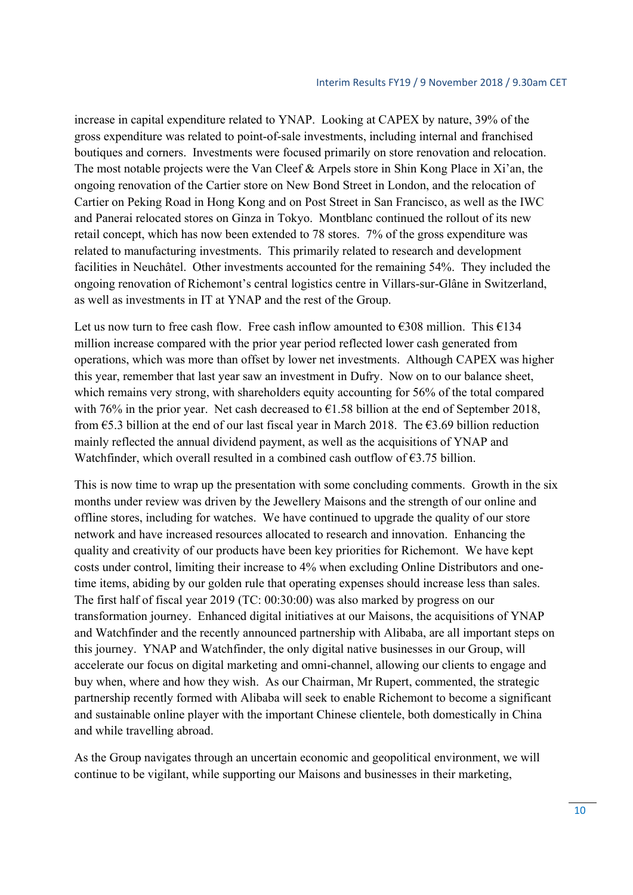increase in capital expenditure related to YNAP. Looking at CAPEX by nature, 39% of the gross expenditure was related to point-of-sale investments, including internal and franchised boutiques and corners. Investments were focused primarily on store renovation and relocation. The most notable projects were the Van Cleef & Arpels store in Shin Kong Place in Xi'an, the ongoing renovation of the Cartier store on New Bond Street in London, and the relocation of Cartier on Peking Road in Hong Kong and on Post Street in San Francisco, as well as the IWC and Panerai relocated stores on Ginza in Tokyo. Montblanc continued the rollout of its new retail concept, which has now been extended to 78 stores. 7% of the gross expenditure was related to manufacturing investments. This primarily related to research and development facilities in Neuchâtel. Other investments accounted for the remaining 54%. They included the ongoing renovation of Richemont's central logistics centre in Villars-sur-Glâne in Switzerland, as well as investments in IT at YNAP and the rest of the Group.

Let us now turn to free cash flow. Free cash inflow amounted to €308 million. This €134 million increase compared with the prior year period reflected lower cash generated from operations, which was more than offset by lower net investments. Although CAPEX was higher this year, remember that last year saw an investment in Dufry. Now on to our balance sheet, which remains very strong, with shareholders equity accounting for 56% of the total compared with 76% in the prior year. Net cash decreased to €1.58 billion at the end of September 2018, from €5.3 billion at the end of our last fiscal year in March 2018. The €3.69 billion reduction mainly reflected the annual dividend payment, as well as the acquisitions of YNAP and Watchfinder, which overall resulted in a combined cash outflow of €3.75 billion.

This is now time to wrap up the presentation with some concluding comments. Growth in the six months under review was driven by the Jewellery Maisons and the strength of our online and offline stores, including for watches. We have continued to upgrade the quality of our store network and have increased resources allocated to research and innovation. Enhancing the quality and creativity of our products have been key priorities for Richemont. We have kept costs under control, limiting their increase to 4% when excluding Online Distributors and one-time items, abiding by our golden rule that operating expenses should increase less than sales. The first half of fiscal year 2019 (TC: 00:30:00) was also marked by progress on our transformation journey. Enhanced digital initiatives at our Maisons, the acquisitions of YNAP and Watchfinder and the recently announced partnership with Alibaba, are all important steps on this journey. YNAP and Watchfinder, the only digital native businesses in our Group, will accelerate our focus on digital marketing and omni-channel, allowing our clients to engage and buy when, where and how they wish. As our Chairman, Mr Rupert, commented, the strategic partnership recently formed with Alibaba will seek to enable Richemont to become a significant and sustainable online player with the important Chinese clientele, both domestically in China and while travelling abroad.

As the Group navigates through an uncertain economic and geopolitical environment, we will continue to be vigilant, while supporting our Maisons and businesses in their marketing,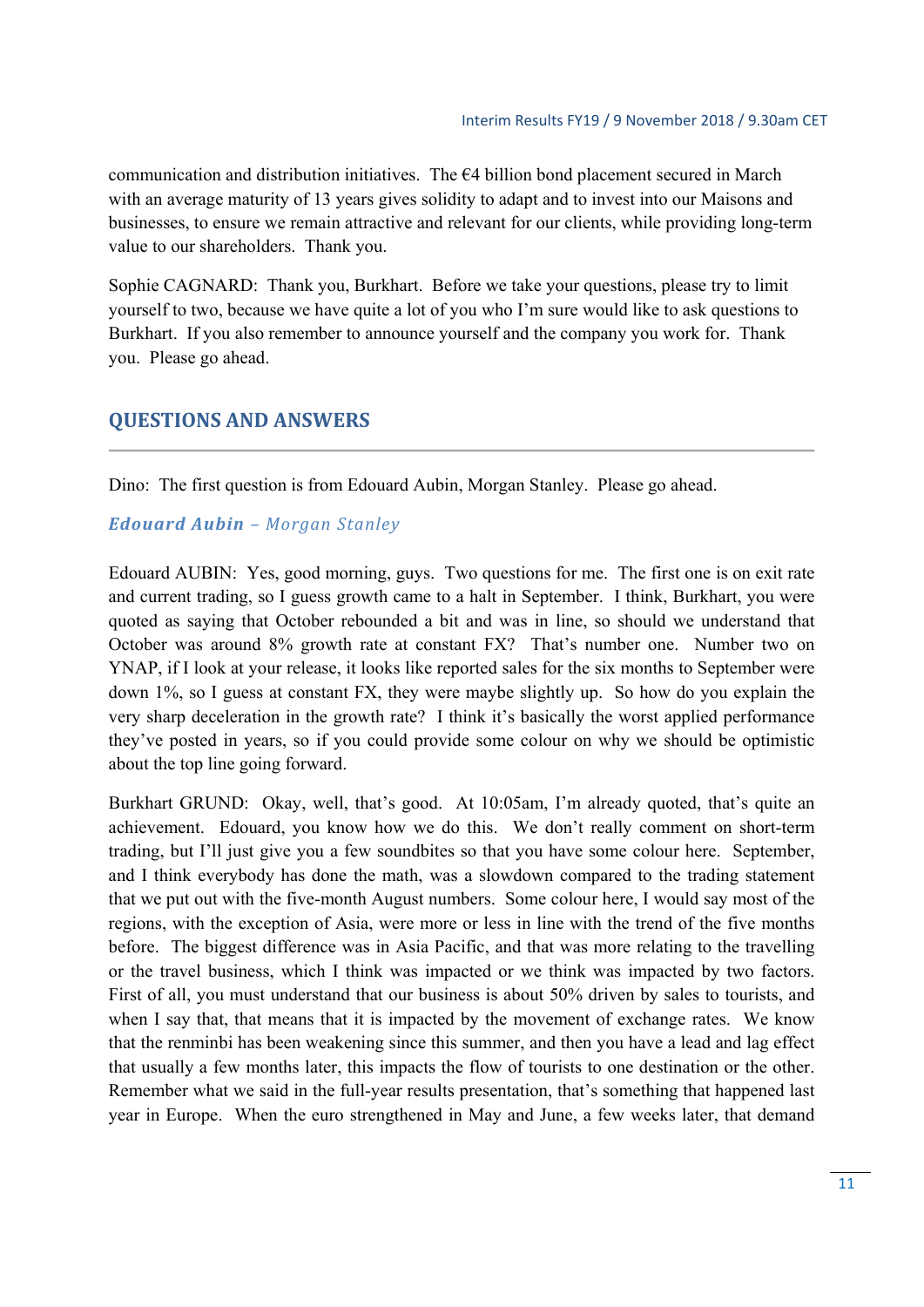communication and distribution initiatives. The €4 billion bond placement secured in March with an average maturity of 13 years gives solidity to adapt and to invest into our Maisons and businesses, to ensure we remain attractive and relevant for our clients, while providing long-term value to our shareholders. Thank you.

Sophie CAGNARD: Thank you, Burkhart. Before we take your questions, please try to limit yourself to two, because we have quite a lot of you who I'm sure would like to ask questions to Burkhart. If you also remember to announce yourself and the company you work for. Thank you. Please go ahead.

## QUESTIONS AND ANSWERS

Dino: The first question is from Edouard Aubin, Morgan Stanley. Please go ahead.

### *Edouard Aubin – Morgan Stanley*

Edouard AUBIN: Yes, good morning, guys. Two questions for me. The first one is on exit rate and current trading, so I guess growth came to a halt in September. I think, Burkhart, you were quoted as saying that October rebounded a bit and was in line, so should we understand that October was around 8% growth rate at constant FX? That's number one. Number two on YNAP, if I look at your release, it looks like reported sales for the six months to September were down 1%, so I guess at constant FX, they were maybe slightly up. So how do you explain the very sharp deceleration in the growth rate? I think it's basically the worst applied performance they've posted in years, so if you could provide some colour on why we should be optimistic about the top line going forward.

Burkhart GRUND: Okay, well, that's good. At 10:05am, I'm already quoted, that's quite an achievement. Edouard, you know how we do this. We don't really comment on short-term trading, but I'll just give you a few soundbites so that you have some colour here. September, and I think everybody has done the math, was a slowdown compared to the trading statement that we put out with the five-month August numbers. Some colour here, I would say most of the regions, with the exception of Asia, were more or less in line with the trend of the five months before. The biggest difference was in Asia Pacific, and that was more relating to the travelling or the travel business, which I think was impacted or we think was impacted by two factors. First of all, you must understand that our business is about 50% driven by sales to tourists, and when I say that, that means that it is impacted by the movement of exchange rates. We know that the renminbi has been weakening since this summer, and then you have a lead and lag effect that usually a few months later, this impacts the flow of tourists to one destination or the other. Remember what we said in the full-year results presentation, that's something that happened last year in Europe. When the euro strengthened in May and June, a few weeks later, that demand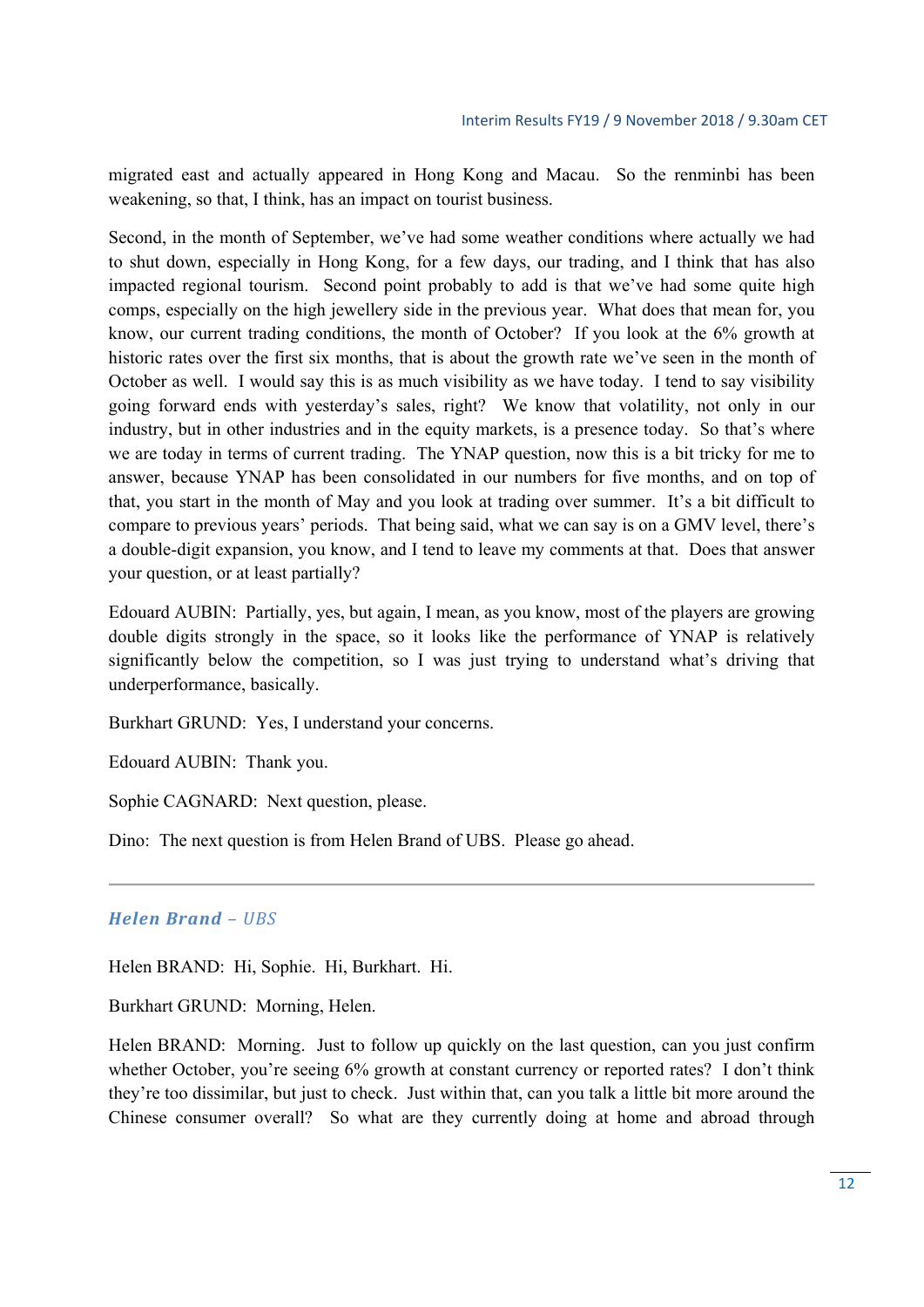migrated east and actually appeared in Hong Kong and Macau. So the renminbi has been weakening, so that, I think, has an impact on tourist business.

Second, in the month of September, we've had some weather conditions where actually we had to shut down, especially in Hong Kong, for a few days, our trading, and I think that has also impacted regional tourism. Second point probably to add is that we've had some quite high comps, especially on the high jewellery side in the previous year. What does that mean for, you know, our current trading conditions, the month of October? If you look at the 6% growth at historic rates over the first six months, that is about the growth rate we've seen in the month of October as well. I would say this is as much visibility as we have today. I tend to say visibility going forward ends with yesterday's sales, right? We know that volatility, not only in our industry, but in other industries and in the equity markets, is a presence today. So that's where we are today in terms of current trading. The YNAP question, now this is a bit tricky for me to answer, because YNAP has been consolidated in our numbers for five months, and on top of that, you start in the month of May and you look at trading over summer. It's a bit difficult to compare to previous years' periods. That being said, what we can say is on a GMV level, there's a double-digit expansion, you know, and I tend to leave my comments at that. Does that answer your question, or at least partially?

Edouard AUBIN: Partially, yes, but again, I mean, as you know, most of the players are growing double digits strongly in the space, so it looks like the performance of YNAP is relatively significantly below the competition, so I was just trying to understand what's driving that underperformance, basically.

Burkhart GRUND: Yes, I understand your concerns.

Edouard AUBIN: Thank you.

Sophie CAGNARD: Next question, please.

Dino: The next question is from Helen Brand of UBS. Please go ahead.

---

### *Helen Brand – UBS*

Helen BRAND: Hi, Sophie. Hi, Burkhart. Hi.

Burkhart GRUND: Morning, Helen.

Helen BRAND: Morning. Just to follow up quickly on the last question, can you just confirm whether October, you're seeing 6% growth at constant currency or reported rates? I don't think they're too dissimilar, but just to check. Just within that, can you talk a little bit more around the Chinese consumer overall? So what are they currently doing at home and abroad through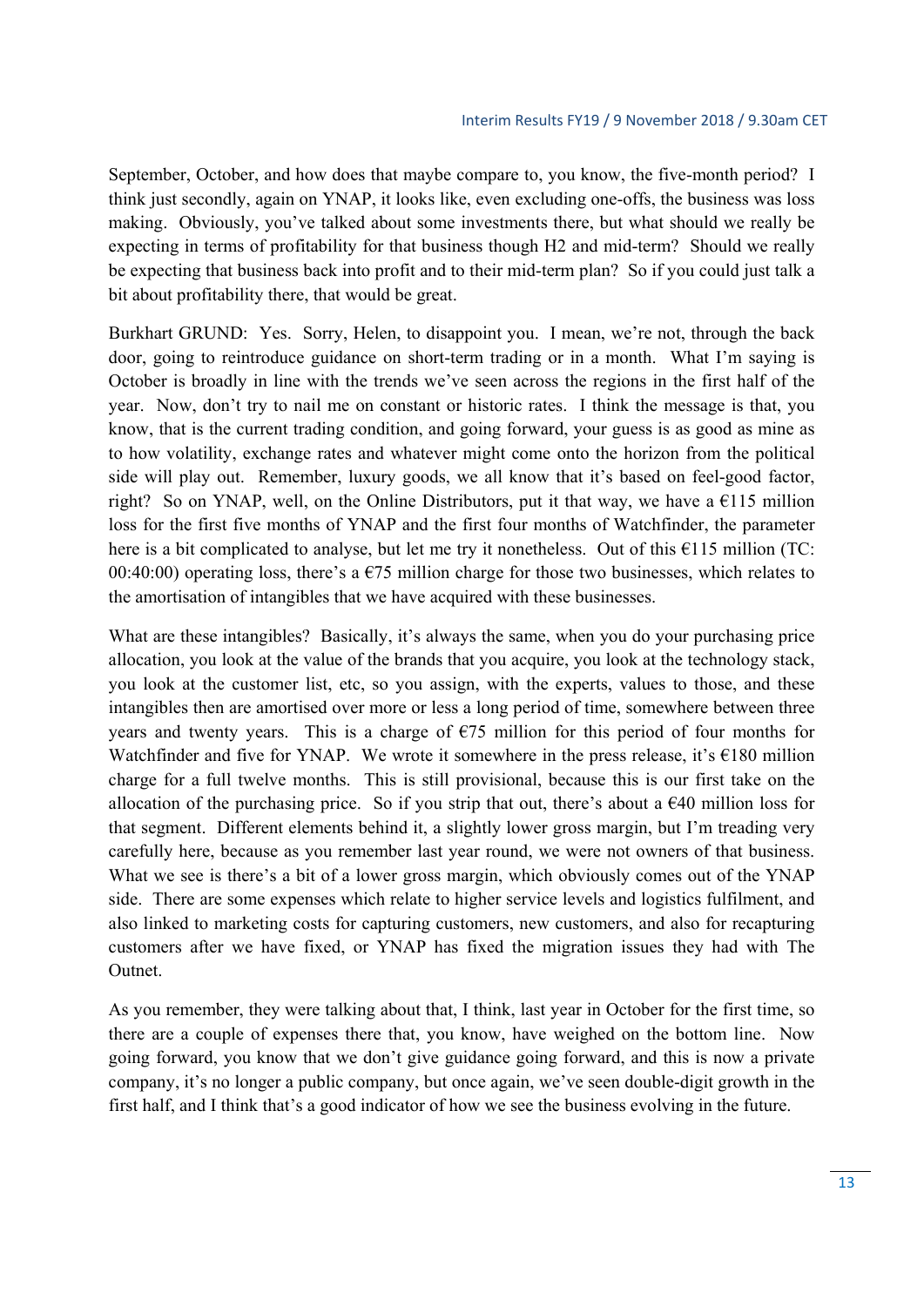September, October, and how does that maybe compare to, you know, the five-month period? I think just secondly, again on YNAP, it looks like, even excluding one-offs, the business was loss making. Obviously, you've talked about some investments there, but what should we really be expecting in terms of profitability for that business though H2 and mid-term? Should we really be expecting that business back into profit and to their mid-term plan? So if you could just talk a bit about profitability there, that would be great.

Burkhart GRUND: Yes. Sorry, Helen, to disappoint you. I mean, we're not, through the back door, going to reintroduce guidance on short-term trading or in a month. What I'm saying is October is broadly in line with the trends we've seen across the regions in the first half of the year. Now, don't try to nail me on constant or historic rates. I think the message is that, you know, that is the current trading condition, and going forward, your guess is as good as mine as to how volatility, exchange rates and whatever might come onto the horizon from the political side will play out. Remember, luxury goods, we all know that it's based on feel-good factor, right? So on YNAP, well, on the Online Distributors, put it that way, we have a €115 million loss for the first five months of YNAP and the first four months of Watchfinder, the parameter here is a bit complicated to analyse, but let me try it nonetheless. Out of this €115 million (TC: 00:40:00) operating loss, there's a €75 million charge for those two businesses, which relates to the amortisation of intangibles that we have acquired with these businesses.

What are these intangibles? Basically, it's always the same, when you do your purchasing price allocation, you look at the value of the brands that you acquire, you look at the technology stack, you look at the customer list, etc, so you assign, with the experts, values to those, and these intangibles then are amortised over more or less a long period of time, somewhere between three years and twenty years. This is a charge of €75 million for this period of four months for Watchfinder and five for YNAP. We wrote it somewhere in the press release, it's €180 million charge for a full twelve months. This is still provisional, because this is our first take on the allocation of the purchasing price. So if you strip that out, there's about a €40 million loss for that segment. Different elements behind it, a slightly lower gross margin, but I'm treading very carefully here, because as you remember last year round, we were not owners of that business. What we see is there's a bit of a lower gross margin, which obviously comes out of the YNAP side. There are some expenses which relate to higher service levels and logistics fulfilment, and also linked to marketing costs for capturing customers, new customers, and also for recapturing customers after we have fixed, or YNAP has fixed the migration issues they had with The Outnet.

As you remember, they were talking about that, I think, last year in October for the first time, so there are a couple of expenses there that, you know, have weighed on the bottom line. Now going forward, you know that we don't give guidance going forward, and this is now a private company, it's no longer a public company, but once again, we've seen double-digit growth in the first half, and I think that's a good indicator of how we see the business evolving in the future.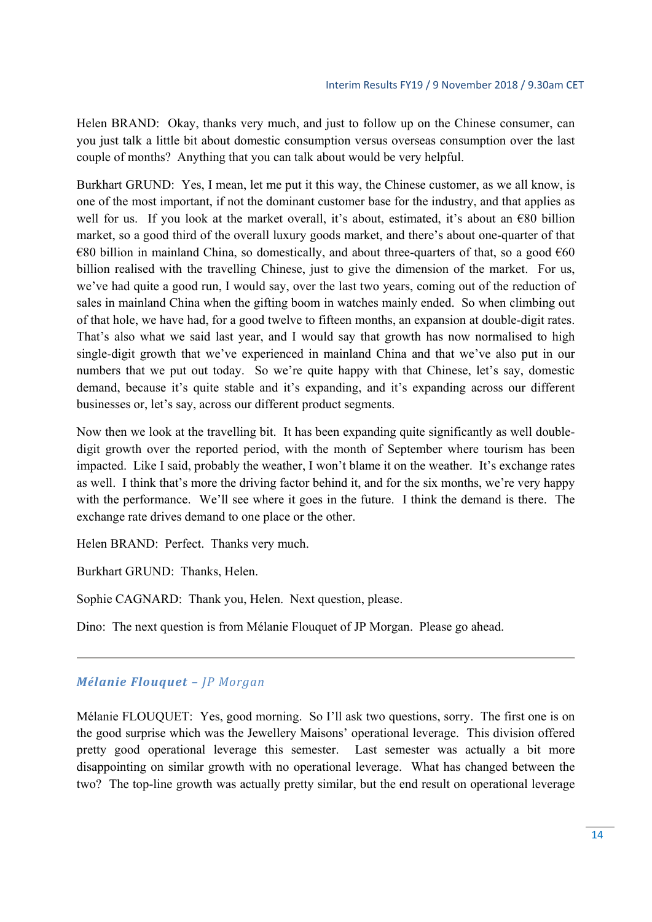Helen BRAND: Okay, thanks very much, and just to follow up on the Chinese consumer, can you just talk a little bit about domestic consumption versus overseas consumption over the last couple of months? Anything that you can talk about would be very helpful.

Burkhart GRUND: Yes, I mean, let me put it this way, the Chinese customer, as we all know, is one of the most important, if not the dominant customer base for the industry, and that applies as well for us. If you look at the market overall, it's about, estimated, it's about an €80 billion market, so a good third of the overall luxury goods market, and there's about one-quarter of that €80 billion in mainland China, so domestically, and about three-quarters of that, so a good €60 billion realised with the travelling Chinese, just to give the dimension of the market. For us, we've had quite a good run, I would say, over the last two years, coming out of the reduction of sales in mainland China when the gifting boom in watches mainly ended. So when climbing out of that hole, we have had, for a good twelve to fifteen months, an expansion at double-digit rates. That's also what we said last year, and I would say that growth has now normalised to high single-digit growth that we've experienced in mainland China and that we've also put in our numbers that we put out today. So we're quite happy with that Chinese, let's say, domestic demand, because it's quite stable and it's expanding, and it's expanding across our different businesses or, let's say, across our different product segments.

Now then we look at the travelling bit. It has been expanding quite significantly as well double-digit growth over the reported period, with the month of September where tourism has been impacted. Like I said, probably the weather, I won't blame it on the weather. It's exchange rates as well. I think that's more the driving factor behind it, and for the six months, we're very happy with the performance. We'll see where it goes in the future. I think the demand is there. The exchange rate drives demand to one place or the other.

Helen BRAND: Perfect. Thanks very much.

Burkhart GRUND: Thanks, Helen.

Sophie CAGNARD: Thank you, Helen. Next question, please.

Dino: The next question is from Mélanie Flouquet of JP Morgan. Please go ahead.

---

### *Mélanie Flouquet – JP Morgan*

Mélanie FLOUQUET: Yes, good morning. So I'll ask two questions, sorry. The first one is on the good surprise which was the Jewellery Maisons' operational leverage. This division offered pretty good operational leverage this semester. Last semester was actually a bit more disappointing on similar growth with no operational leverage. What has changed between the two? The top-line growth was actually pretty similar, but the end result on operational leverage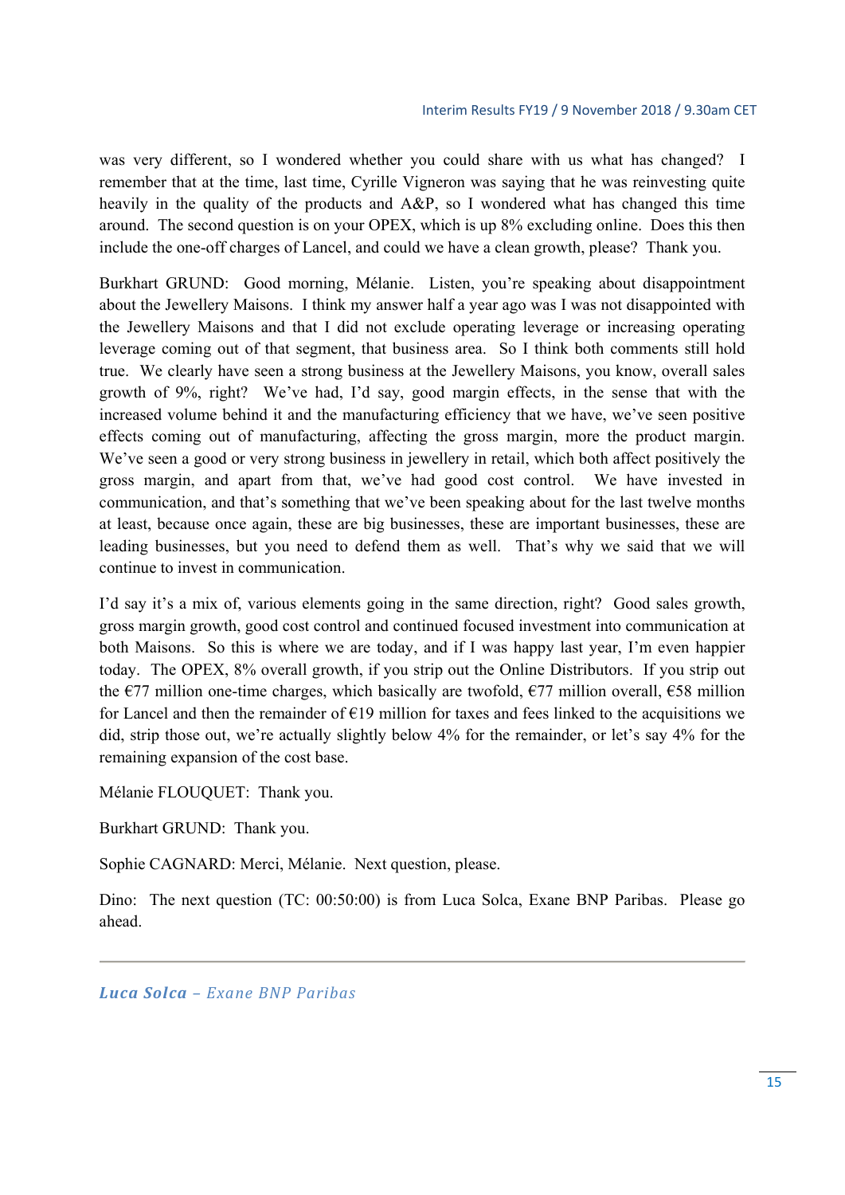was very different, so I wondered whether you could share with us what has changed? I remember that at the time, last time, Cyrille Vigneron was saying that he was reinvesting quite heavily in the quality of the products and A&P, so I wondered what has changed this time around. The second question is on your OPEX, which is up 8% excluding online. Does this then include the one-off charges of Lancel, and could we have a clean growth, please? Thank you.

Burkhart GRUND: Good morning, Mélanie. Listen, you're speaking about disappointment about the Jewellery Maisons. I think my answer half a year ago was I was not disappointed with the Jewellery Maisons and that I did not exclude operating leverage or increasing operating leverage coming out of that segment, that business area. So I think both comments still hold true. We clearly have seen a strong business at the Jewellery Maisons, you know, overall sales growth of 9%, right? We've had, I'd say, good margin effects, in the sense that with the increased volume behind it and the manufacturing efficiency that we have, we've seen positive effects coming out of manufacturing, affecting the gross margin, more the product margin. We've seen a good or very strong business in jewellery in retail, which both affect positively the gross margin, and apart from that, we've had good cost control. We have invested in communication, and that's something that we've been speaking about for the last twelve months at least, because once again, these are big businesses, these are important businesses, these are leading businesses, but you need to defend them as well. That's why we said that we will continue to invest in communication.

I'd say it's a mix of, various elements going in the same direction, right? Good sales growth, gross margin growth, good cost control and continued focused investment into communication at both Maisons. So this is where we are today, and if I was happy last year, I'm even happier today. The OPEX, 8% overall growth, if you strip out the Online Distributors. If you strip out the €77 million one-time charges, which basically are twofold, €77 million overall, €58 million for Lancel and then the remainder of €19 million for taxes and fees linked to the acquisitions we did, strip those out, we're actually slightly below 4% for the remainder, or let's say 4% for the remaining expansion of the cost base.

Mélanie FLOUQUET: Thank you.

Burkhart GRUND: Thank you.

Sophie CAGNARD: Merci, Mélanie. Next question, please.

Dino: The next question (TC: 00:50:00) is from Luca Solca, Exane BNP Paribas. Please go ahead.

---

***Luca Solca** – Exane BNP Paribas*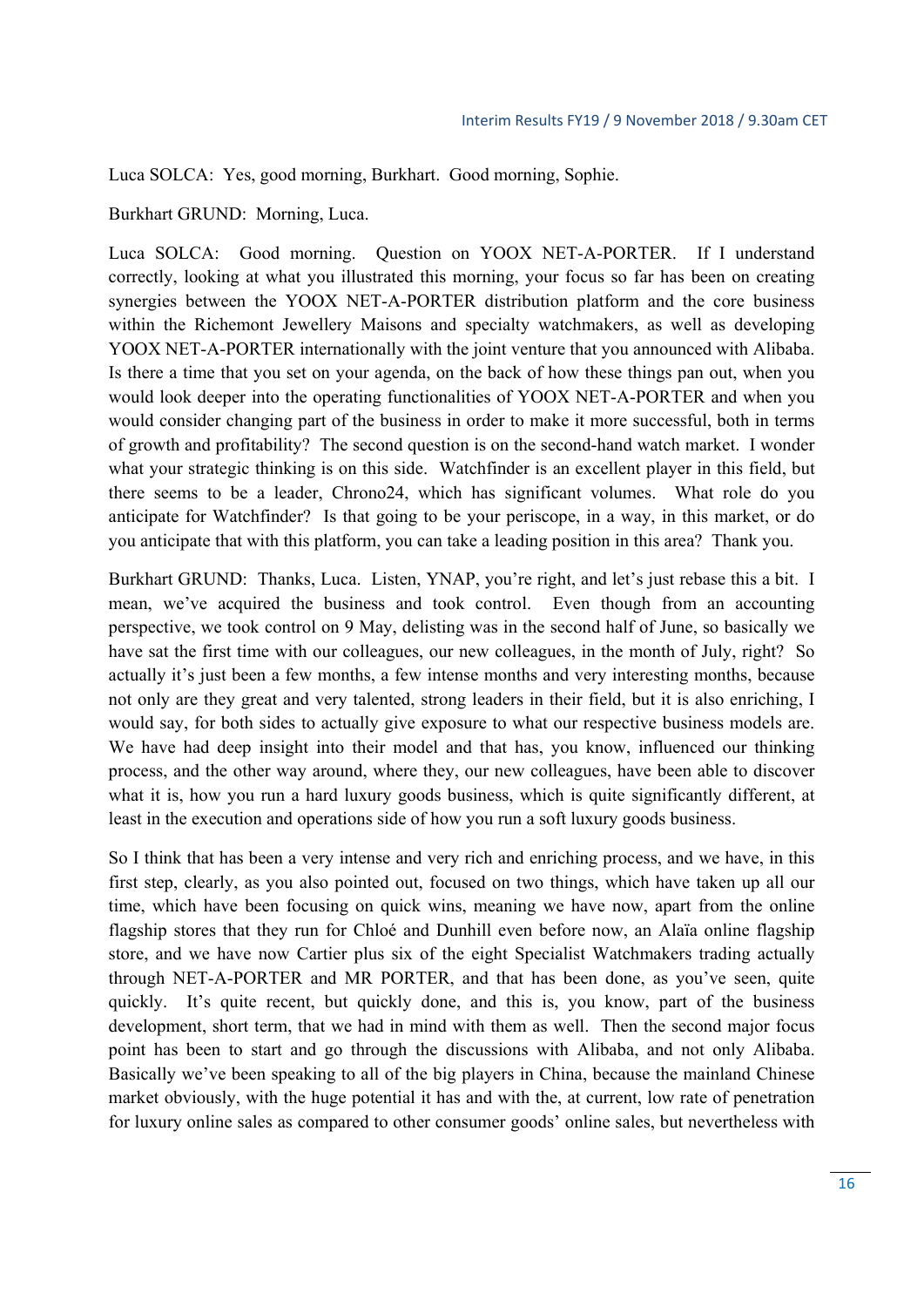Luca SOLCA: Yes, good morning, Burkhart. Good morning, Sophie.

Burkhart GRUND: Morning, Luca.

Luca SOLCA: Good morning. Question on YOOX NET-A-PORTER. If I understand correctly, looking at what you illustrated this morning, your focus so far has been on creating synergies between the YOOX NET-A-PORTER distribution platform and the core business within the Richemont Jewellery Maisons and specialty watchmakers, as well as developing YOOX NET-A-PORTER internationally with the joint venture that you announced with Alibaba. Is there a time that you set on your agenda, on the back of how these things pan out, when you would look deeper into the operating functionalities of YOOX NET-A-PORTER and when you would consider changing part of the business in order to make it more successful, both in terms of growth and profitability? The second question is on the second-hand watch market. I wonder what your strategic thinking is on this side. Watchfinder is an excellent player in this field, but there seems to be a leader, Chrono24, which has significant volumes. What role do you anticipate for Watchfinder? Is that going to be your periscope, in a way, in this market, or do you anticipate that with this platform, you can take a leading position in this area? Thank you.

Burkhart GRUND: Thanks, Luca. Listen, YNAP, you're right, and let's just rebase this a bit. I mean, we've acquired the business and took control. Even though from an accounting perspective, we took control on 9 May, delisting was in the second half of June, so basically we have sat the first time with our colleagues, our new colleagues, in the month of July, right? So actually it's just been a few months, a few intense months and very interesting months, because not only are they great and very talented, strong leaders in their field, but it is also enriching, I would say, for both sides to actually give exposure to what our respective business models are. We have had deep insight into their model and that has, you know, influenced our thinking process, and the other way around, where they, our new colleagues, have been able to discover what it is, how you run a hard luxury goods business, which is quite significantly different, at least in the execution and operations side of how you run a soft luxury goods business.

So I think that has been a very intense and very rich and enriching process, and we have, in this first step, clearly, as you also pointed out, focused on two things, which have taken up all our time, which have been focusing on quick wins, meaning we have now, apart from the online flagship stores that they run for Chloé and Dunhill even before now, an Alaïa online flagship store, and we have now Cartier plus six of the eight Specialist Watchmakers trading actually through NET-A-PORTER and MR PORTER, and that has been done, as you've seen, quite quickly. It's quite recent, but quickly done, and this is, you know, part of the business development, short term, that we had in mind with them as well. Then the second major focus point has been to start and go through the discussions with Alibaba, and not only Alibaba. Basically we've been speaking to all of the big players in China, because the mainland Chinese market obviously, with the huge potential it has and with the, at current, low rate of penetration for luxury online sales as compared to other consumer goods' online sales, but nevertheless with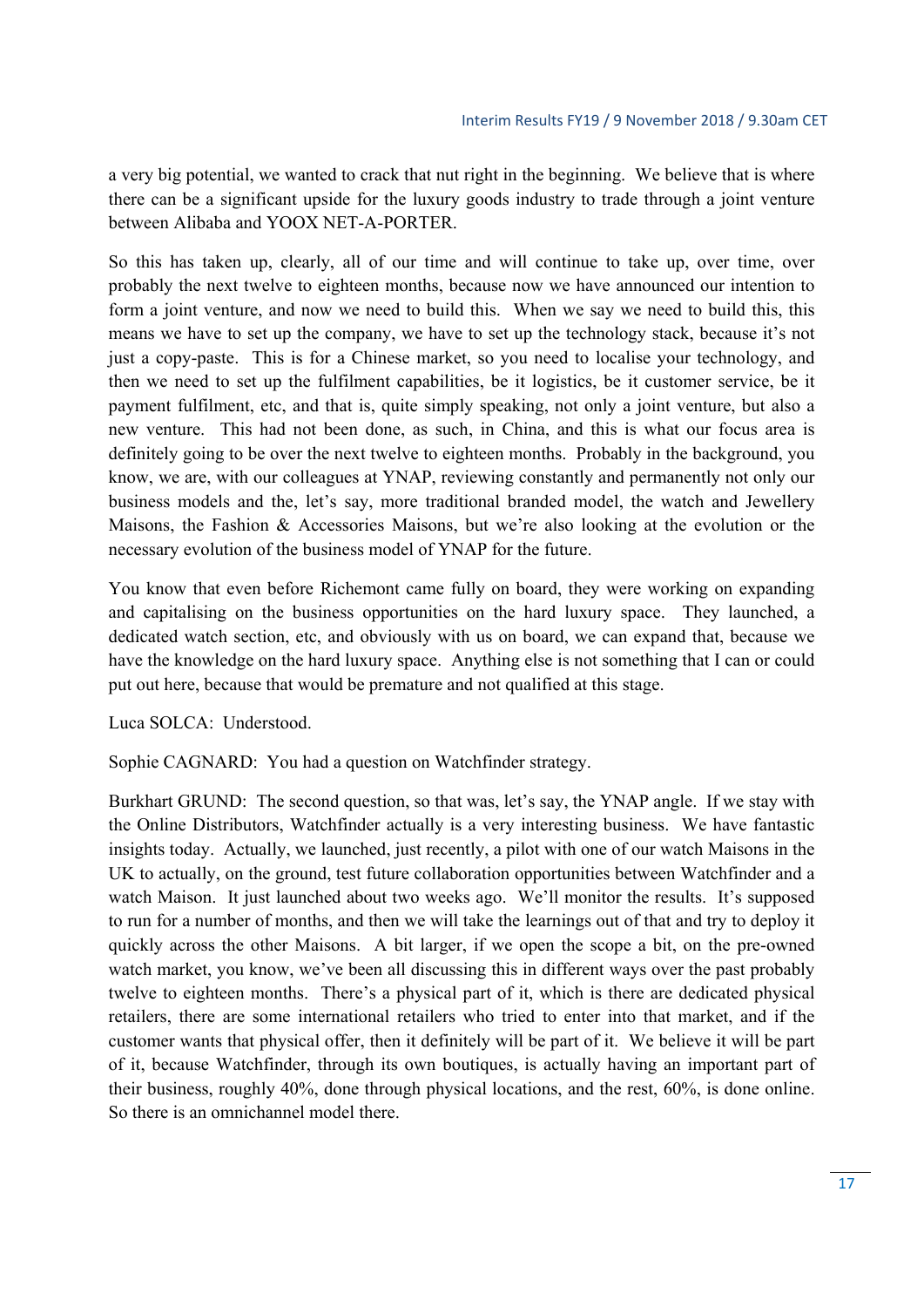a very big potential, we wanted to crack that nut right in the beginning. We believe that is where there can be a significant upside for the luxury goods industry to trade through a joint venture between Alibaba and YOOX NET-A-PORTER.

So this has taken up, clearly, all of our time and will continue to take up, over time, over probably the next twelve to eighteen months, because now we have announced our intention to form a joint venture, and now we need to build this. When we say we need to build this, this means we have to set up the company, we have to set up the technology stack, because it's not just a copy-paste. This is for a Chinese market, so you need to localise your technology, and then we need to set up the fulfilment capabilities, be it logistics, be it customer service, be it payment fulfilment, etc, and that is, quite simply speaking, not only a joint venture, but also a new venture. This had not been done, as such, in China, and this is what our focus area is definitely going to be over the next twelve to eighteen months. Probably in the background, you know, we are, with our colleagues at YNAP, reviewing constantly and permanently not only our business models and the, let's say, more traditional branded model, the watch and Jewellery Maisons, the Fashion & Accessories Maisons, but we're also looking at the evolution or the necessary evolution of the business model of YNAP for the future.

You know that even before Richemont came fully on board, they were working on expanding and capitalising on the business opportunities on the hard luxury space. They launched, a dedicated watch section, etc, and obviously with us on board, we can expand that, because we have the knowledge on the hard luxury space. Anything else is not something that I can or could put out here, because that would be premature and not qualified at this stage.

Luca SOLCA: Understood.

Sophie CAGNARD: You had a question on Watchfinder strategy.

Burkhart GRUND: The second question, so that was, let's say, the YNAP angle. If we stay with the Online Distributors, Watchfinder actually is a very interesting business. We have fantastic insights today. Actually, we launched, just recently, a pilot with one of our watch Maisons in the UK to actually, on the ground, test future collaboration opportunities between Watchfinder and a watch Maison. It just launched about two weeks ago. We'll monitor the results. It's supposed to run for a number of months, and then we will take the learnings out of that and try to deploy it quickly across the other Maisons. A bit larger, if we open the scope a bit, on the pre-owned watch market, you know, we've been all discussing this in different ways over the past probably twelve to eighteen months. There's a physical part of it, which is there are dedicated physical retailers, there are some international retailers who tried to enter into that market, and if the customer wants that physical offer, then it definitely will be part of it. We believe it will be part of it, because Watchfinder, through its own boutiques, is actually having an important part of their business, roughly 40%, done through physical locations, and the rest, 60%, is done online. So there is an omnichannel model there.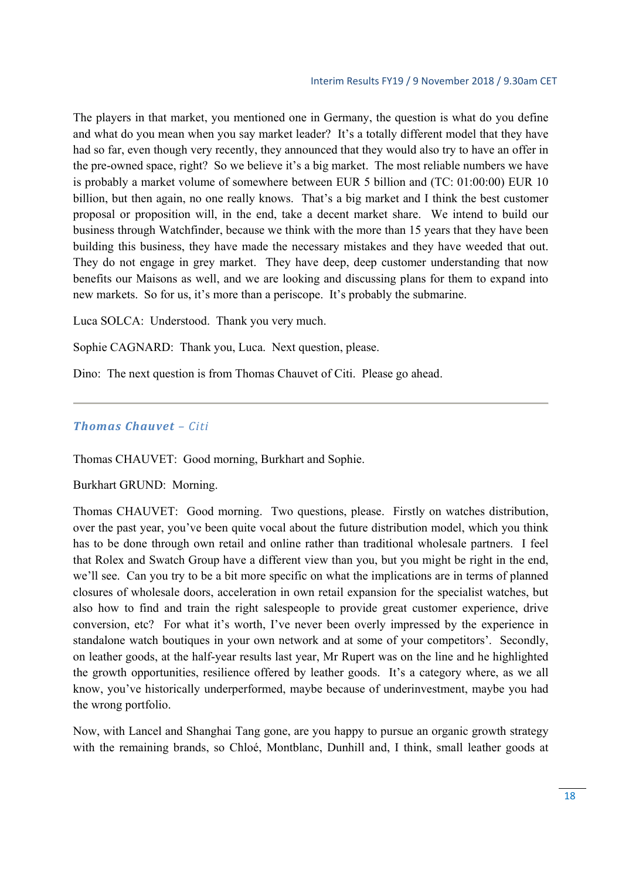The players in that market, you mentioned one in Germany, the question is what do you define and what do you mean when you say market leader? It's a totally different model that they have had so far, even though very recently, they announced that they would also try to have an offer in the pre-owned space, right? So we believe it's a big market. The most reliable numbers we have is probably a market volume of somewhere between EUR 5 billion and (TC: 01:00:00) EUR 10 billion, but then again, no one really knows. That's a big market and I think the best customer proposal or proposition will, in the end, take a decent market share. We intend to build our business through Watchfinder, because we think with the more than 15 years that they have been building this business, they have made the necessary mistakes and they have weeded that out. They do not engage in grey market. They have deep, deep customer understanding that now benefits our Maisons as well, and we are looking and discussing plans for them to expand into new markets. So for us, it's more than a periscope. It's probably the submarine.

Luca SOLCA: Understood. Thank you very much.

Sophie CAGNARD: Thank you, Luca. Next question, please.

Dino: The next question is from Thomas Chauvet of Citi. Please go ahead.

---

### *Thomas Chauvet – Citi*

Thomas CHAUVET: Good morning, Burkhart and Sophie.

Burkhart GRUND: Morning.

Thomas CHAUVET: Good morning. Two questions, please. Firstly on watches distribution, over the past year, you've been quite vocal about the future distribution model, which you think has to be done through own retail and online rather than traditional wholesale partners. I feel that Rolex and Swatch Group have a different view than you, but you might be right in the end, we'll see. Can you try to be a bit more specific on what the implications are in terms of planned closures of wholesale doors, acceleration in own retail expansion for the specialist watches, but also how to find and train the right salespeople to provide great customer experience, drive conversion, etc? For what it's worth, I've never been overly impressed by the experience in standalone watch boutiques in your own network and at some of your competitors'. Secondly, on leather goods, at the half-year results last year, Mr Rupert was on the line and he highlighted the growth opportunities, resilience offered by leather goods. It's a category where, as we all know, you've historically underperformed, maybe because of underinvestment, maybe you had the wrong portfolio.

Now, with Lancel and Shanghai Tang gone, are you happy to pursue an organic growth strategy with the remaining brands, so Chloé, Montblanc, Dunhill and, I think, small leather goods at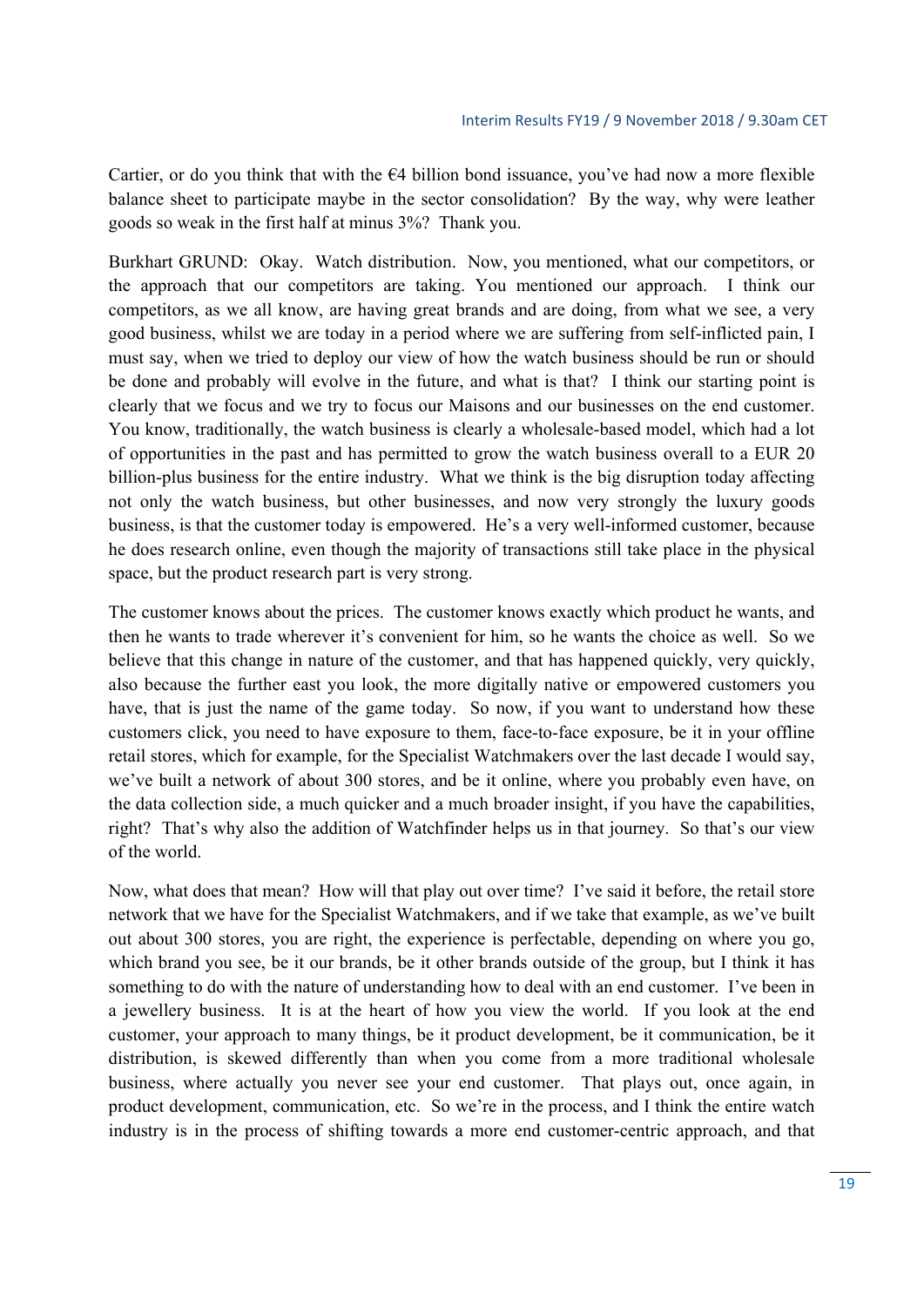Cartier, or do you think that with the €4 billion bond issuance, you've had now a more flexible balance sheet to participate maybe in the sector consolidation? By the way, why were leather goods so weak in the first half at minus 3%? Thank you.

Burkhart GRUND: Okay. Watch distribution. Now, you mentioned, what our competitors, or the approach that our competitors are taking. You mentioned our approach. I think our competitors, as we all know, are having great brands and are doing, from what we see, a very good business, whilst we are today in a period where we are suffering from self-inflicted pain, I must say, when we tried to deploy our view of how the watch business should be run or should be done and probably will evolve in the future, and what is that? I think our starting point is clearly that we focus and we try to focus our Maisons and our businesses on the end customer. You know, traditionally, the watch business is clearly a wholesale-based model, which had a lot of opportunities in the past and has permitted to grow the watch business overall to a EUR 20 billion-plus business for the entire industry. What we think is the big disruption today affecting not only the watch business, but other businesses, and now very strongly the luxury goods business, is that the customer today is empowered. He's a very well-informed customer, because he does research online, even though the majority of transactions still take place in the physical space, but the product research part is very strong.

The customer knows about the prices. The customer knows exactly which product he wants, and then he wants to trade wherever it's convenient for him, so he wants the choice as well. So we believe that this change in nature of the customer, and that has happened quickly, very quickly, also because the further east you look, the more digitally native or empowered customers you have, that is just the name of the game today. So now, if you want to understand how these customers click, you need to have exposure to them, face-to-face exposure, be it in your offline retail stores, which for example, for the Specialist Watchmakers over the last decade I would say, we've built a network of about 300 stores, and be it online, where you probably even have, on the data collection side, a much quicker and a much broader insight, if you have the capabilities, right? That's why also the addition of Watchfinder helps us in that journey. So that's our view of the world.

Now, what does that mean? How will that play out over time? I've said it before, the retail store network that we have for the Specialist Watchmakers, and if we take that example, as we've built out about 300 stores, you are right, the experience is perfectable, depending on where you go, which brand you see, be it our brands, be it other brands outside of the group, but I think it has something to do with the nature of understanding how to deal with an end customer. I've been in a jewellery business. It is at the heart of how you view the world. If you look at the end customer, your approach to many things, be it product development, be it communication, be it distribution, is skewed differently than when you come from a more traditional wholesale business, where actually you never see your end customer. That plays out, once again, in product development, communication, etc. So we're in the process, and I think the entire watch industry is in the process of shifting towards a more end customer-centric approach, and that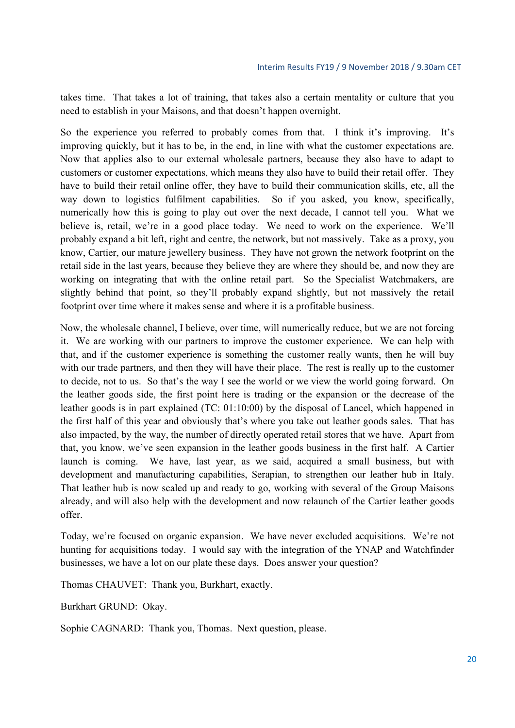takes time. That takes a lot of training, that takes also a certain mentality or culture that you need to establish in your Maisons, and that doesn't happen overnight.

So the experience you referred to probably comes from that. I think it's improving. It's improving quickly, but it has to be, in the end, in line with what the customer expectations are. Now that applies also to our external wholesale partners, because they also have to adapt to customers or customer expectations, which means they also have to build their retail offer. They have to build their retail online offer, they have to build their communication skills, etc, all the way down to logistics fulfilment capabilities. So if you asked, you know, specifically, numerically how this is going to play out over the next decade, I cannot tell you. What we believe is, retail, we're in a good place today. We need to work on the experience. We'll probably expand a bit left, right and centre, the network, but not massively. Take as a proxy, you know, Cartier, our mature jewellery business. They have not grown the network footprint on the retail side in the last years, because they believe they are where they should be, and now they are working on integrating that with the online retail part. So the Specialist Watchmakers, are slightly behind that point, so they'll probably expand slightly, but not massively the retail footprint over time where it makes sense and where it is a profitable business.

Now, the wholesale channel, I believe, over time, will numerically reduce, but we are not forcing it. We are working with our partners to improve the customer experience. We can help with that, and if the customer experience is something the customer really wants, then he will buy with our trade partners, and then they will have their place. The rest is really up to the customer to decide, not to us. So that's the way I see the world or we view the world going forward. On the leather goods side, the first point here is trading or the expansion or the decrease of the leather goods is in part explained (TC: 01:10:00) by the disposal of Lancel, which happened in the first half of this year and obviously that's where you take out leather goods sales. That has also impacted, by the way, the number of directly operated retail stores that we have. Apart from that, you know, we've seen expansion in the leather goods business in the first half. A Cartier launch is coming. We have, last year, as we said, acquired a small business, but with development and manufacturing capabilities, Serapian, to strengthen our leather hub in Italy. That leather hub is now scaled up and ready to go, working with several of the Group Maisons already, and will also help with the development and now relaunch of the Cartier leather goods offer.

Today, we're focused on organic expansion. We have never excluded acquisitions. We're not hunting for acquisitions today. I would say with the integration of the YNAP and Watchfinder businesses, we have a lot on our plate these days. Does answer your question?

Thomas CHAUVET: Thank you, Burkhart, exactly.

Burkhart GRUND: Okay.

Sophie CAGNARD: Thank you, Thomas. Next question, please.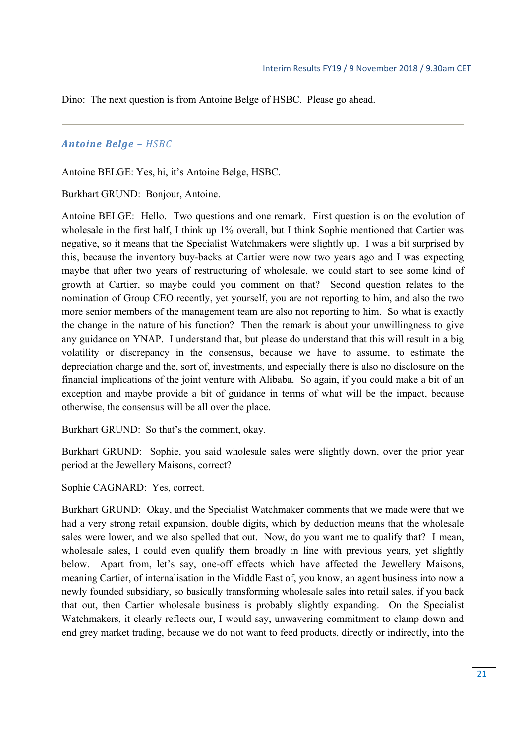Dino: The next question is from Antoine Belge of HSBC. Please go ahead.

---

### *Antoine Belge – HSBC*

Antoine BELGE: Yes, hi, it's Antoine Belge, HSBC.

Burkhart GRUND: Bonjour, Antoine.

Antoine BELGE: Hello. Two questions and one remark. First question is on the evolution of wholesale in the first half, I think up 1% overall, but I think Sophie mentioned that Cartier was negative, so it means that the Specialist Watchmakers were slightly up. I was a bit surprised by this, because the inventory buy-backs at Cartier were now two years ago and I was expecting maybe that after two years of restructuring of wholesale, we could start to see some kind of growth at Cartier, so maybe could you comment on that? Second question relates to the nomination of Group CEO recently, yet yourself, you are not reporting to him, and also the two more senior members of the management team are also not reporting to him. So what is exactly the change in the nature of his function? Then the remark is about your unwillingness to give any guidance on YNAP. I understand that, but please do understand that this will result in a big volatility or discrepancy in the consensus, because we have to assume, to estimate the depreciation charge and the, sort of, investments, and especially there is also no disclosure on the financial implications of the joint venture with Alibaba. So again, if you could make a bit of an exception and maybe provide a bit of guidance in terms of what will be the impact, because otherwise, the consensus will be all over the place.

Burkhart GRUND: So that's the comment, okay.

Burkhart GRUND: Sophie, you said wholesale sales were slightly down, over the prior year period at the Jewellery Maisons, correct?

Sophie CAGNARD: Yes, correct.

Burkhart GRUND: Okay, and the Specialist Watchmaker comments that we made were that we had a very strong retail expansion, double digits, which by deduction means that the wholesale sales were lower, and we also spelled that out. Now, do you want me to qualify that? I mean, wholesale sales, I could even qualify them broadly in line with previous years, yet slightly below. Apart from, let's say, one-off effects which have affected the Jewellery Maisons, meaning Cartier, of internalisation in the Middle East of, you know, an agent business into now a newly founded subsidiary, so basically transforming wholesale sales into retail sales, if you back that out, then Cartier wholesale business is probably slightly expanding. On the Specialist Watchmakers, it clearly reflects our, I would say, unwavering commitment to clamp down and end grey market trading, because we do not want to feed products, directly or indirectly, into the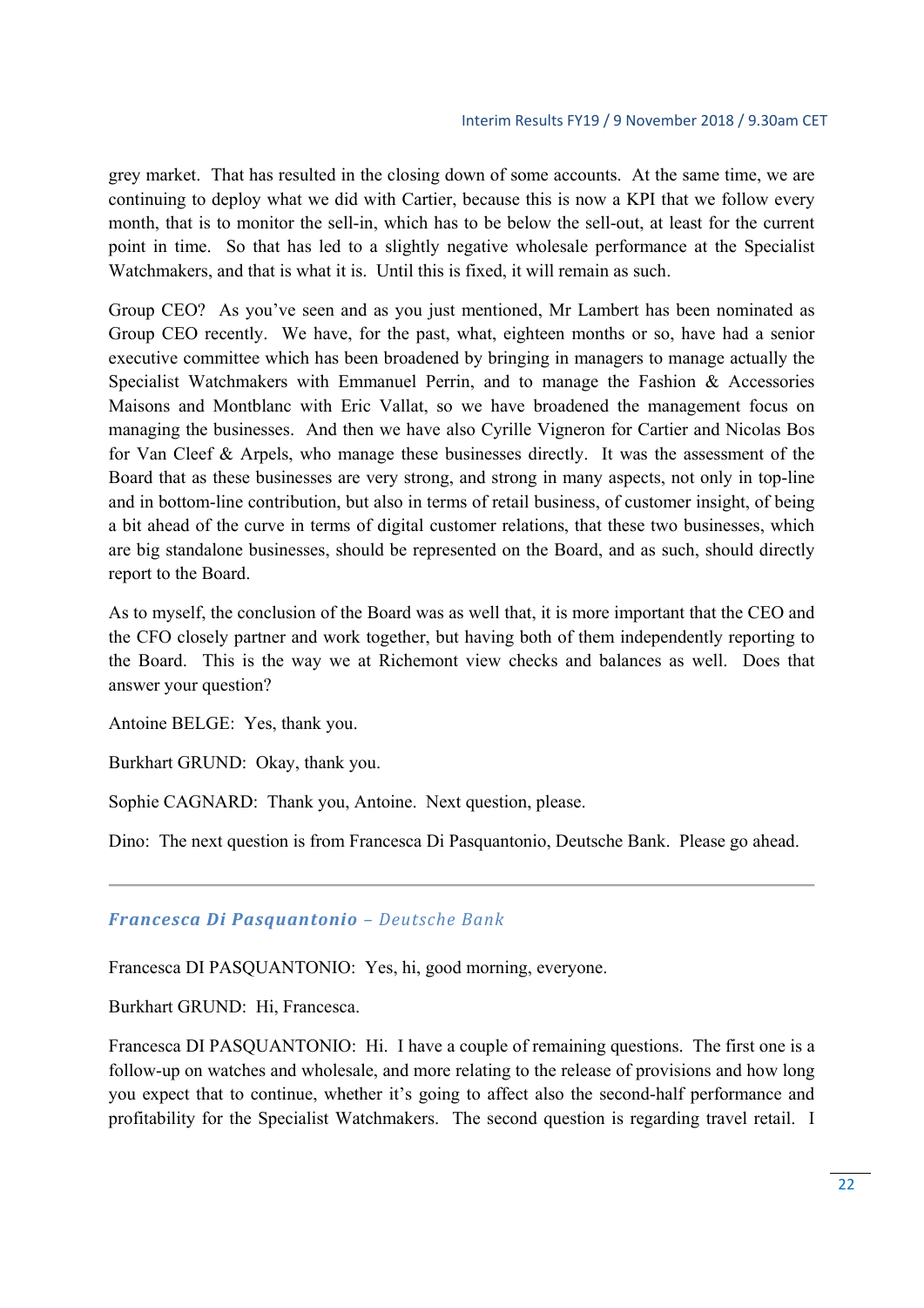grey market. That has resulted in the closing down of some accounts. At the same time, we are continuing to deploy what we did with Cartier, because this is now a KPI that we follow every month, that is to monitor the sell-in, which has to be below the sell-out, at least for the current point in time. So that has led to a slightly negative wholesale performance at the Specialist Watchmakers, and that is what it is. Until this is fixed, it will remain as such.

Group CEO? As you've seen and as you just mentioned, Mr Lambert has been nominated as Group CEO recently. We have, for the past, what, eighteen months or so, have had a senior executive committee which has been broadened by bringing in managers to manage actually the Specialist Watchmakers with Emmanuel Perrin, and to manage the Fashion & Accessories Maisons and Montblanc with Eric Vallat, so we have broadened the management focus on managing the businesses. And then we have also Cyrille Vigneron for Cartier and Nicolas Bos for Van Cleef & Arpels, who manage these businesses directly. It was the assessment of the Board that as these businesses are very strong, and strong in many aspects, not only in top-line and in bottom-line contribution, but also in terms of retail business, of customer insight, of being a bit ahead of the curve in terms of digital customer relations, that these two businesses, which are big standalone businesses, should be represented on the Board, and as such, should directly report to the Board.

As to myself, the conclusion of the Board was as well that, it is more important that the CEO and the CFO closely partner and work together, but having both of them independently reporting to the Board. This is the way we at Richemont view checks and balances as well. Does that answer your question?

Antoine BELGE: Yes, thank you.

Burkhart GRUND: Okay, thank you.

Sophie CAGNARD: Thank you, Antoine. Next question, please.

Dino: The next question is from Francesca Di Pasquantonio, Deutsche Bank. Please go ahead.

---

### ***Francesca Di Pasquantonio*** – *Deutsche Bank*

Francesca DI PASQUANTONIO: Yes, hi, good morning, everyone.

Burkhart GRUND: Hi, Francesca.

Francesca DI PASQUANTONIO: Hi. I have a couple of remaining questions. The first one is a follow-up on watches and wholesale, and more relating to the release of provisions and how long you expect that to continue, whether it's going to affect also the second-half performance and profitability for the Specialist Watchmakers. The second question is regarding travel retail. I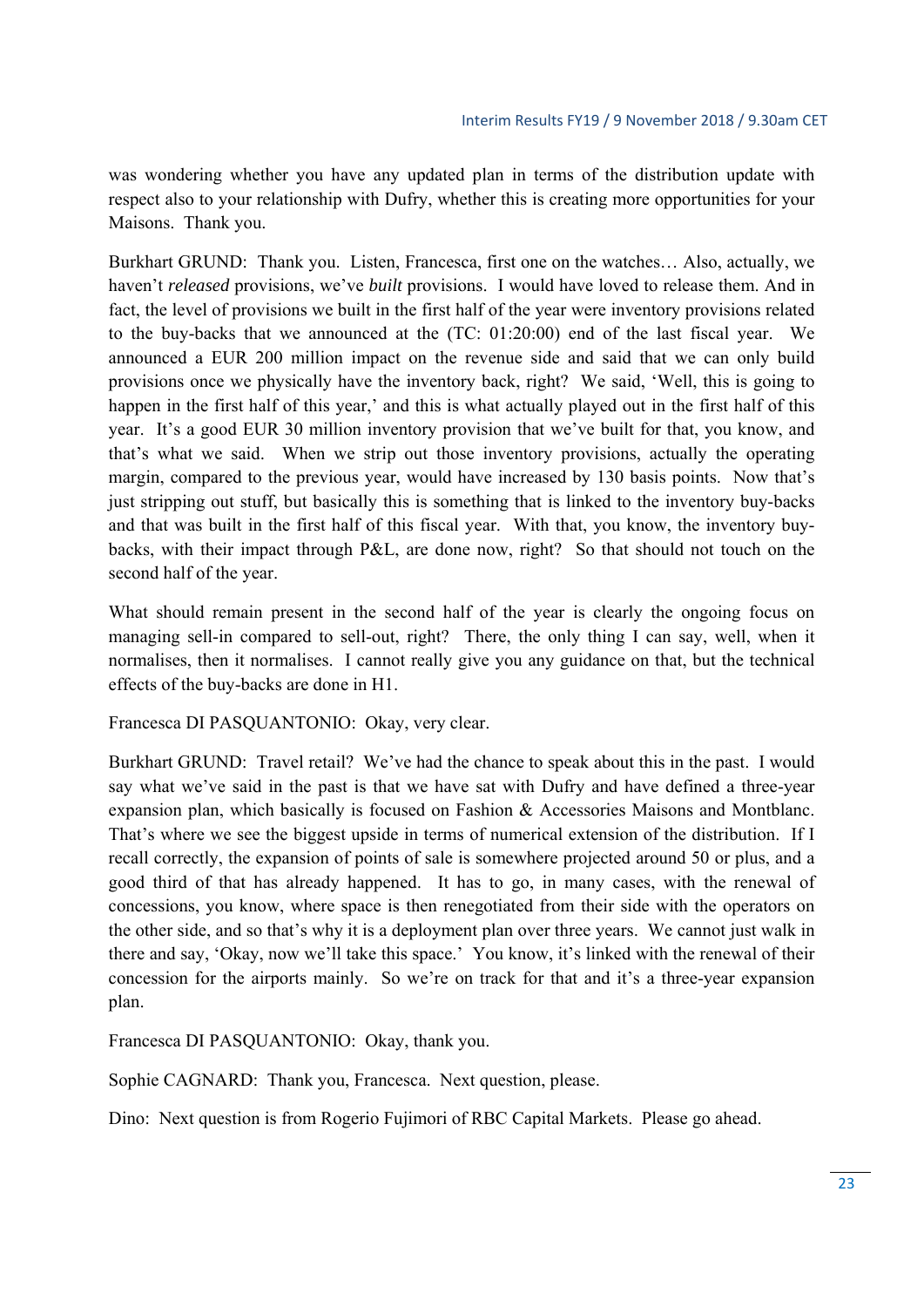was wondering whether you have any updated plan in terms of the distribution update with respect also to your relationship with Dufry, whether this is creating more opportunities for your Maisons. Thank you.

Burkhart GRUND: Thank you. Listen, Francesca, first one on the watches… Also, actually, we haven't *released* provisions, we've *built* provisions. I would have loved to release them. And in fact, the level of provisions we built in the first half of the year were inventory provisions related to the buy-backs that we announced at the (TC: 01:20:00) end of the last fiscal year. We announced a EUR 200 million impact on the revenue side and said that we can only build provisions once we physically have the inventory back, right? We said, 'Well, this is going to happen in the first half of this year,' and this is what actually played out in the first half of this year. It's a good EUR 30 million inventory provision that we've built for that, you know, and that's what we said. When we strip out those inventory provisions, actually the operating margin, compared to the previous year, would have increased by 130 basis points. Now that's just stripping out stuff, but basically this is something that is linked to the inventory buy-backs and that was built in the first half of this fiscal year. With that, you know, the inventory buy-backs, with their impact through P&L, are done now, right? So that should not touch on the second half of the year.

What should remain present in the second half of the year is clearly the ongoing focus on managing sell-in compared to sell-out, right? There, the only thing I can say, well, when it normalises, then it normalises. I cannot really give you any guidance on that, but the technical effects of the buy-backs are done in H1.

Francesca DI PASQUANTONIO: Okay, very clear.

Burkhart GRUND: Travel retail? We've had the chance to speak about this in the past. I would say what we've said in the past is that we have sat with Dufry and have defined a three-year expansion plan, which basically is focused on Fashion & Accessories Maisons and Montblanc. That's where we see the biggest upside in terms of numerical extension of the distribution. If I recall correctly, the expansion of points of sale is somewhere projected around 50 or plus, and a good third of that has already happened. It has to go, in many cases, with the renewal of concessions, you know, where space is then renegotiated from their side with the operators on the other side, and so that's why it is a deployment plan over three years. We cannot just walk in there and say, 'Okay, now we'll take this space.' You know, it's linked with the renewal of their concession for the airports mainly. So we're on track for that and it's a three-year expansion plan.

Francesca DI PASQUANTONIO: Okay, thank you.

Sophie CAGNARD: Thank you, Francesca. Next question, please.

Dino: Next question is from Rogerio Fujimori of RBC Capital Markets. Please go ahead.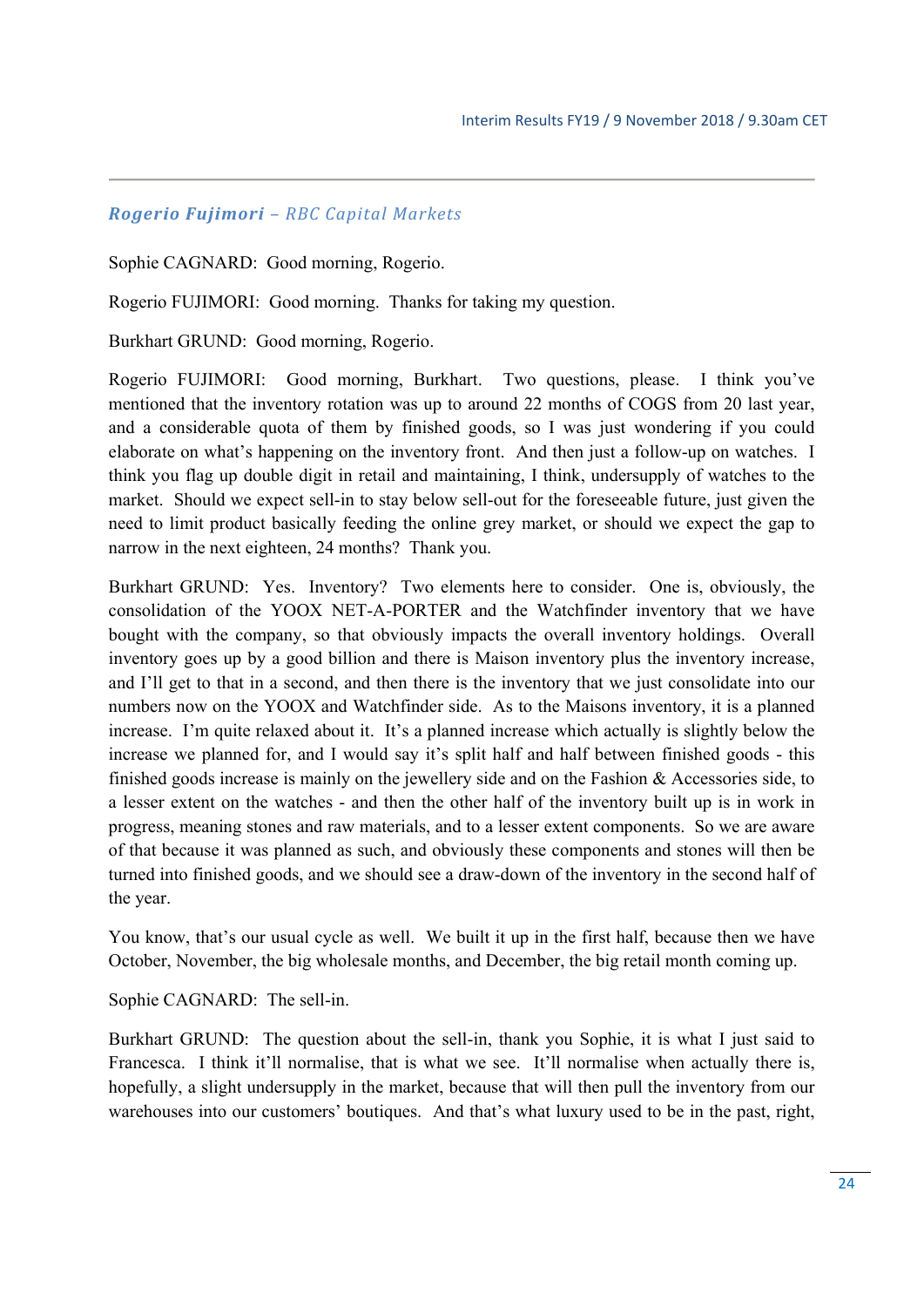### ***Rogerio Fujimori*** *– RBC Capital Markets*

Sophie CAGNARD: Good morning, Rogerio.

Rogerio FUJIMORI: Good morning. Thanks for taking my question.

Burkhart GRUND: Good morning, Rogerio.

Rogerio FUJIMORI: Good morning, Burkhart. Two questions, please. I think you've mentioned that the inventory rotation was up to around 22 months of COGS from 20 last year, and a considerable quota of them by finished goods, so I was just wondering if you could elaborate on what's happening on the inventory front. And then just a follow-up on watches. I think you flag up double digit in retail and maintaining, I think, undersupply of watches to the market. Should we expect sell-in to stay below sell-out for the foreseeable future, just given the need to limit product basically feeding the online grey market, or should we expect the gap to narrow in the next eighteen, 24 months? Thank you.

Burkhart GRUND: Yes. Inventory? Two elements here to consider. One is, obviously, the consolidation of the YOOX NET-A-PORTER and the Watchfinder inventory that we have bought with the company, so that obviously impacts the overall inventory holdings. Overall inventory goes up by a good billion and there is Maison inventory plus the inventory increase, and I'll get to that in a second, and then there is the inventory that we just consolidate into our numbers now on the YOOX and Watchfinder side. As to the Maisons inventory, it is a planned increase. I'm quite relaxed about it. It's a planned increase which actually is slightly below the increase we planned for, and I would say it's split half and half between finished goods - this finished goods increase is mainly on the jewellery side and on the Fashion & Accessories side, to a lesser extent on the watches - and then the other half of the inventory built up is in work in progress, meaning stones and raw materials, and to a lesser extent components. So we are aware of that because it was planned as such, and obviously these components and stones will then be turned into finished goods, and we should see a draw-down of the inventory in the second half of the year.

You know, that's our usual cycle as well. We built it up in the first half, because then we have October, November, the big wholesale months, and December, the big retail month coming up.

Sophie CAGNARD: The sell-in.

Burkhart GRUND: The question about the sell-in, thank you Sophie, it is what I just said to Francesca. I think it'll normalise, that is what we see. It'll normalise when actually there is, hopefully, a slight undersupply in the market, because that will then pull the inventory from our warehouses into our customers' boutiques. And that's what luxury used to be in the past, right,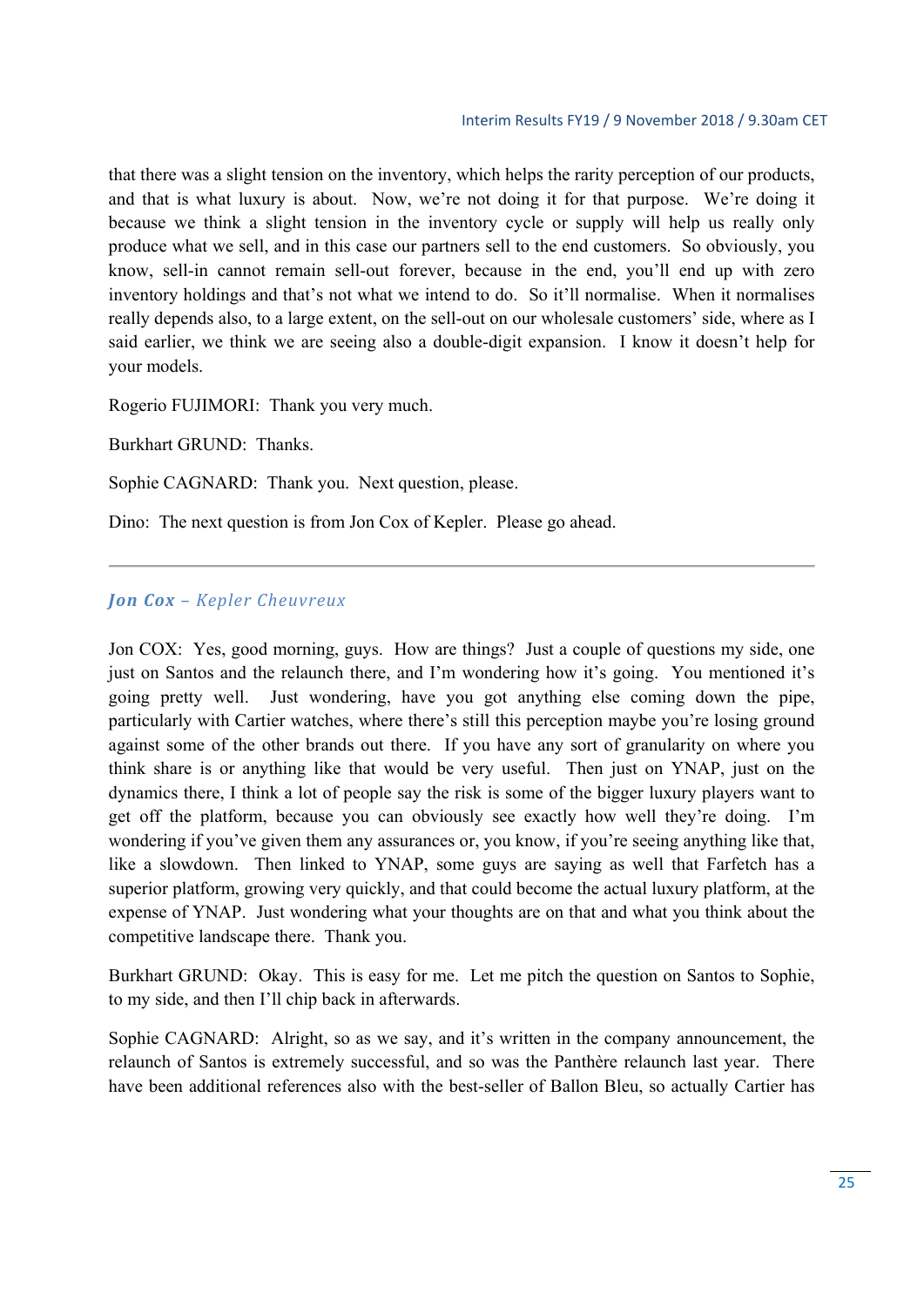that there was a slight tension on the inventory, which helps the rarity perception of our products, and that is what luxury is about. Now, we're not doing it for that purpose. We're doing it because we think a slight tension in the inventory cycle or supply will help us really only produce what we sell, and in this case our partners sell to the end customers. So obviously, you know, sell-in cannot remain sell-out forever, because in the end, you'll end up with zero inventory holdings and that's not what we intend to do. So it'll normalise. When it normalises really depends also, to a large extent, on the sell-out on our wholesale customers' side, where as I said earlier, we think we are seeing also a double-digit expansion. I know it doesn't help for your models.

Rogerio FUJIMORI: Thank you very much.

Burkhart GRUND: Thanks.

Sophie CAGNARD: Thank you. Next question, please.

Dino: The next question is from Jon Cox of Kepler. Please go ahead.

---

### *Jon Cox – Kepler Cheuvreux*

Jon COX: Yes, good morning, guys. How are things? Just a couple of questions my side, one just on Santos and the relaunch there, and I'm wondering how it's going. You mentioned it's going pretty well. Just wondering, have you got anything else coming down the pipe, particularly with Cartier watches, where there's still this perception maybe you're losing ground against some of the other brands out there. If you have any sort of granularity on where you think share is or anything like that would be very useful. Then just on YNAP, just on the dynamics there, I think a lot of people say the risk is some of the bigger luxury players want to get off the platform, because you can obviously see exactly how well they're doing. I'm wondering if you've given them any assurances or, you know, if you're seeing anything like that, like a slowdown. Then linked to YNAP, some guys are saying as well that Farfetch has a superior platform, growing very quickly, and that could become the actual luxury platform, at the expense of YNAP. Just wondering what your thoughts are on that and what you think about the competitive landscape there. Thank you.

Burkhart GRUND: Okay. This is easy for me. Let me pitch the question on Santos to Sophie, to my side, and then I'll chip back in afterwards.

Sophie CAGNARD: Alright, so as we say, and it's written in the company announcement, the relaunch of Santos is extremely successful, and so was the Panthère relaunch last year. There have been additional references also with the best-seller of Ballon Bleu, so actually Cartier has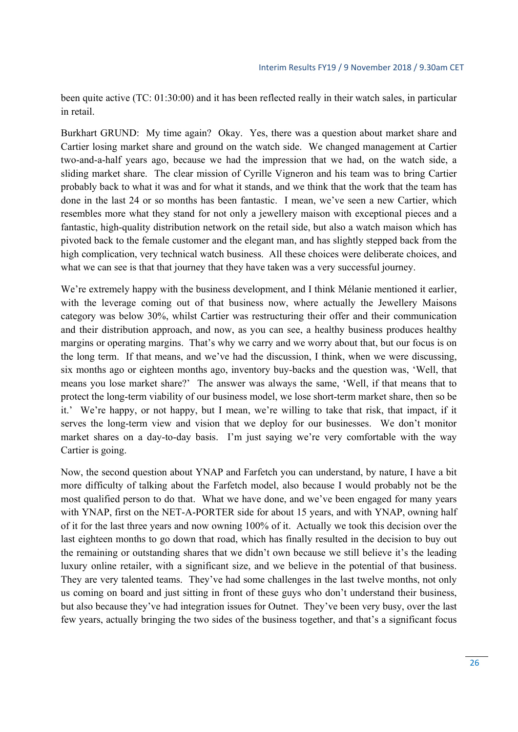been quite active (TC: 01:30:00) and it has been reflected really in their watch sales, in particular in retail.

Burkhart GRUND: My time again? Okay. Yes, there was a question about market share and Cartier losing market share and ground on the watch side. We changed management at Cartier two-and-a-half years ago, because we had the impression that we had, on the watch side, a sliding market share. The clear mission of Cyrille Vigneron and his team was to bring Cartier probably back to what it was and for what it stands, and we think that the work that the team has done in the last 24 or so months has been fantastic. I mean, we've seen a new Cartier, which resembles more what they stand for not only a jewellery maison with exceptional pieces and a fantastic, high-quality distribution network on the retail side, but also a watch maison which has pivoted back to the female customer and the elegant man, and has slightly stepped back from the high complication, very technical watch business. All these choices were deliberate choices, and what we can see is that that journey that they have taken was a very successful journey.

We're extremely happy with the business development, and I think Mélanie mentioned it earlier, with the leverage coming out of that business now, where actually the Jewellery Maisons category was below 30%, whilst Cartier was restructuring their offer and their communication and their distribution approach, and now, as you can see, a healthy business produces healthy margins or operating margins. That's why we carry and we worry about that, but our focus is on the long term. If that means, and we've had the discussion, I think, when we were discussing, six months ago or eighteen months ago, inventory buy-backs and the question was, 'Well, that means you lose market share?' The answer was always the same, 'Well, if that means that to protect the long-term viability of our business model, we lose short-term market share, then so be it.' We're happy, or not happy, but I mean, we're willing to take that risk, that impact, if it serves the long-term view and vision that we deploy for our businesses. We don't monitor market shares on a day-to-day basis. I'm just saying we're very comfortable with the way Cartier is going.

Now, the second question about YNAP and Farfetch you can understand, by nature, I have a bit more difficulty of talking about the Farfetch model, also because I would probably not be the most qualified person to do that. What we have done, and we've been engaged for many years with YNAP, first on the NET-A-PORTER side for about 15 years, and with YNAP, owning half of it for the last three years and now owning 100% of it. Actually we took this decision over the last eighteen months to go down that road, which has finally resulted in the decision to buy out the remaining or outstanding shares that we didn't own because we still believe it's the leading luxury online retailer, with a significant size, and we believe in the potential of that business. They are very talented teams. They've had some challenges in the last twelve months, not only us coming on board and just sitting in front of these guys who don't understand their business, but also because they've had integration issues for Outnet. They've been very busy, over the last few years, actually bringing the two sides of the business together, and that's a significant focus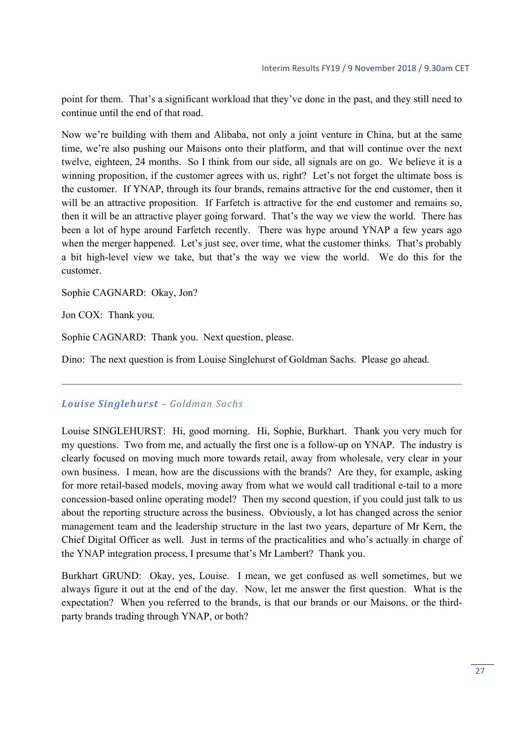point for them. That's a significant workload that they've done in the past, and they still need to continue until the end of that road.

Now we're building with them and Alibaba, not only a joint venture in China, but at the same time, we're also pushing our Maisons onto their platform, and that will continue over the next twelve, eighteen, 24 months. So I think from our side, all signals are on go. We believe it is a winning proposition, if the customer agrees with us, right? Let's not forget the ultimate boss is the customer. If YNAP, through its four brands, remains attractive for the end customer, then it will be an attractive proposition. If Farfetch is attractive for the end customer and remains so, then it will be an attractive player going forward. That's the way we view the world. There has been a lot of hype around Farfetch recently. There was hype around YNAP a few years ago when the merger happened. Let's just see, over time, what the customer thinks. That's probably a bit high-level view we take, but that's the way we view the world. We do this for the customer.

Sophie CAGNARD: Okay, Jon?

Jon COX: Thank you.

Sophie CAGNARD: Thank you. Next question, please.

Dino: The next question is from Louise Singlehurst of Goldman Sachs. Please go ahead.

---

### *Louise Singlehurst – Goldman Sachs*

Louise SINGLEHURST: Hi, good morning. Hi, Sophie, Burkhart. Thank you very much for my questions. Two from me, and actually the first one is a follow-up on YNAP. The industry is clearly focused on moving much more towards retail, away from wholesale, very clear in your own business. I mean, how are the discussions with the brands? Are they, for example, asking for more retail-based models, moving away from what we would call traditional e-tail to a more concession-based online operating model? Then my second question, if you could just talk to us about the reporting structure across the business. Obviously, a lot has changed across the senior management team and the leadership structure in the last two years, departure of Mr Kern, the Chief Digital Officer as well. Just in terms of the practicalities and who's actually in charge of the YNAP integration process, I presume that's Mr Lambert? Thank you.

Burkhart GRUND: Okay, yes, Louise. I mean, we get confused as well sometimes, but we always figure it out at the end of the day. Now, let me answer the first question. What is the expectation? When you referred to the brands, is that our brands or our Maisons, or the third-party brands trading through YNAP, or both?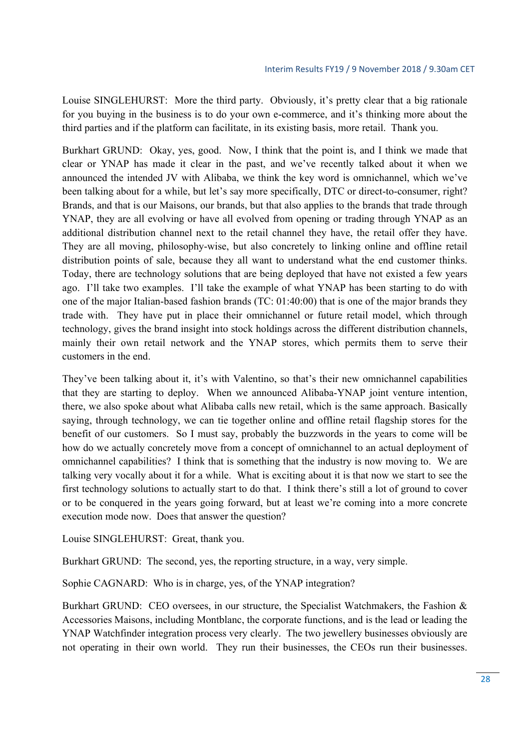Louise SINGLEHURST: More the third party. Obviously, it's pretty clear that a big rationale for you buying in the business is to do your own e-commerce, and it's thinking more about the third parties and if the platform can facilitate, in its existing basis, more retail. Thank you.

Burkhart GRUND: Okay, yes, good. Now, I think that the point is, and I think we made that clear or YNAP has made it clear in the past, and we've recently talked about it when we announced the intended JV with Alibaba, we think the key word is omnichannel, which we've been talking about for a while, but let's say more specifically, DTC or direct-to-consumer, right? Brands, and that is our Maisons, our brands, but that also applies to the brands that trade through YNAP, they are all evolving or have all evolved from opening or trading through YNAP as an additional distribution channel next to the retail channel they have, the retail offer they have. They are all moving, philosophy-wise, but also concretely to linking online and offline retail distribution points of sale, because they all want to understand what the end customer thinks. Today, there are technology solutions that are being deployed that have not existed a few years ago. I'll take two examples. I'll take the example of what YNAP has been starting to do with one of the major Italian-based fashion brands (TC: 01:40:00) that is one of the major brands they trade with. They have put in place their omnichannel or future retail model, which through technology, gives the brand insight into stock holdings across the different distribution channels, mainly their own retail network and the YNAP stores, which permits them to serve their customers in the end.

They've been talking about it, it's with Valentino, so that's their new omnichannel capabilities that they are starting to deploy. When we announced Alibaba-YNAP joint venture intention, there, we also spoke about what Alibaba calls new retail, which is the same approach. Basically saying, through technology, we can tie together online and offline retail flagship stores for the benefit of our customers. So I must say, probably the buzzwords in the years to come will be how do we actually concretely move from a concept of omnichannel to an actual deployment of omnichannel capabilities? I think that is something that the industry is now moving to. We are talking very vocally about it for a while. What is exciting about it is that now we start to see the first technology solutions to actually start to do that. I think there's still a lot of ground to cover or to be conquered in the years going forward, but at least we're coming into a more concrete execution mode now. Does that answer the question?

Louise SINGLEHURST: Great, thank you.

Burkhart GRUND: The second, yes, the reporting structure, in a way, very simple.

Sophie CAGNARD: Who is in charge, yes, of the YNAP integration?

Burkhart GRUND: CEO oversees, in our structure, the Specialist Watchmakers, the Fashion & Accessories Maisons, including Montblanc, the corporate functions, and is the lead or leading the YNAP Watchfinder integration process very clearly. The two jewellery businesses obviously are not operating in their own world. They run their businesses, the CEOs run their businesses.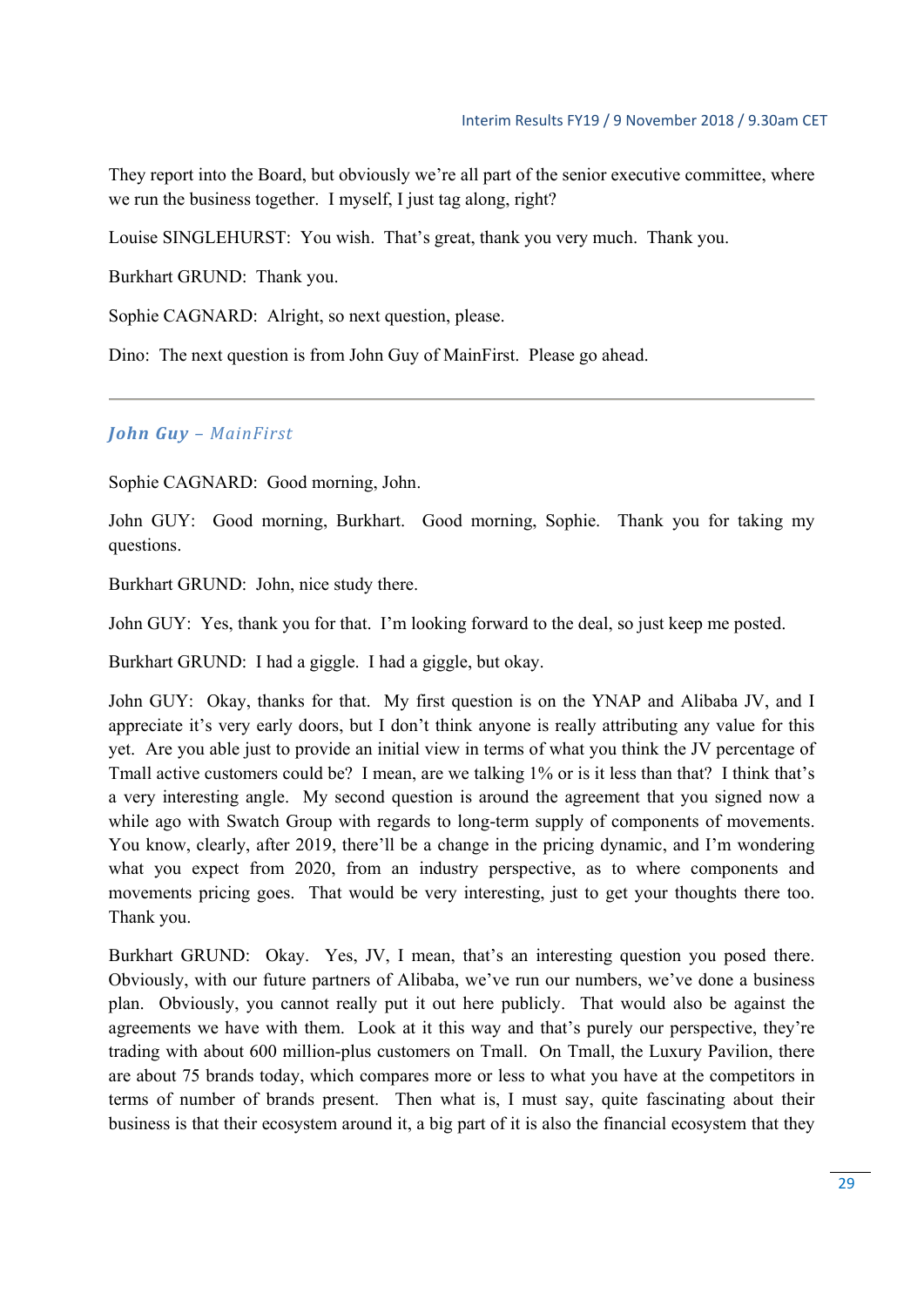They report into the Board, but obviously we're all part of the senior executive committee, where we run the business together. I myself, I just tag along, right?

Louise SINGLEHURST: You wish. That's great, thank you very much. Thank you.

Burkhart GRUND: Thank you.

Sophie CAGNARD: Alright, so next question, please.

Dino: The next question is from John Guy of MainFirst. Please go ahead.

---

### ***John Guy** – MainFirst*

Sophie CAGNARD: Good morning, John.

John GUY: Good morning, Burkhart. Good morning, Sophie. Thank you for taking my questions.

Burkhart GRUND: John, nice study there.

John GUY: Yes, thank you for that. I'm looking forward to the deal, so just keep me posted.

Burkhart GRUND: I had a giggle. I had a giggle, but okay.

John GUY: Okay, thanks for that. My first question is on the YNAP and Alibaba JV, and I appreciate it's very early doors, but I don't think anyone is really attributing any value for this yet. Are you able just to provide an initial view in terms of what you think the JV percentage of Tmall active customers could be? I mean, are we talking 1% or is it less than that? I think that's a very interesting angle. My second question is around the agreement that you signed now a while ago with Swatch Group with regards to long-term supply of components of movements. You know, clearly, after 2019, there'll be a change in the pricing dynamic, and I'm wondering what you expect from 2020, from an industry perspective, as to where components and movements pricing goes. That would be very interesting, just to get your thoughts there too. Thank you.

Burkhart GRUND: Okay. Yes, JV, I mean, that's an interesting question you posed there. Obviously, with our future partners of Alibaba, we've run our numbers, we've done a business plan. Obviously, you cannot really put it out here publicly. That would also be against the agreements we have with them. Look at it this way and that's purely our perspective, they're trading with about 600 million-plus customers on Tmall. On Tmall, the Luxury Pavilion, there are about 75 brands today, which compares more or less to what you have at the competitors in terms of number of brands present. Then what is, I must say, quite fascinating about their business is that their ecosystem around it, a big part of it is also the financial ecosystem that they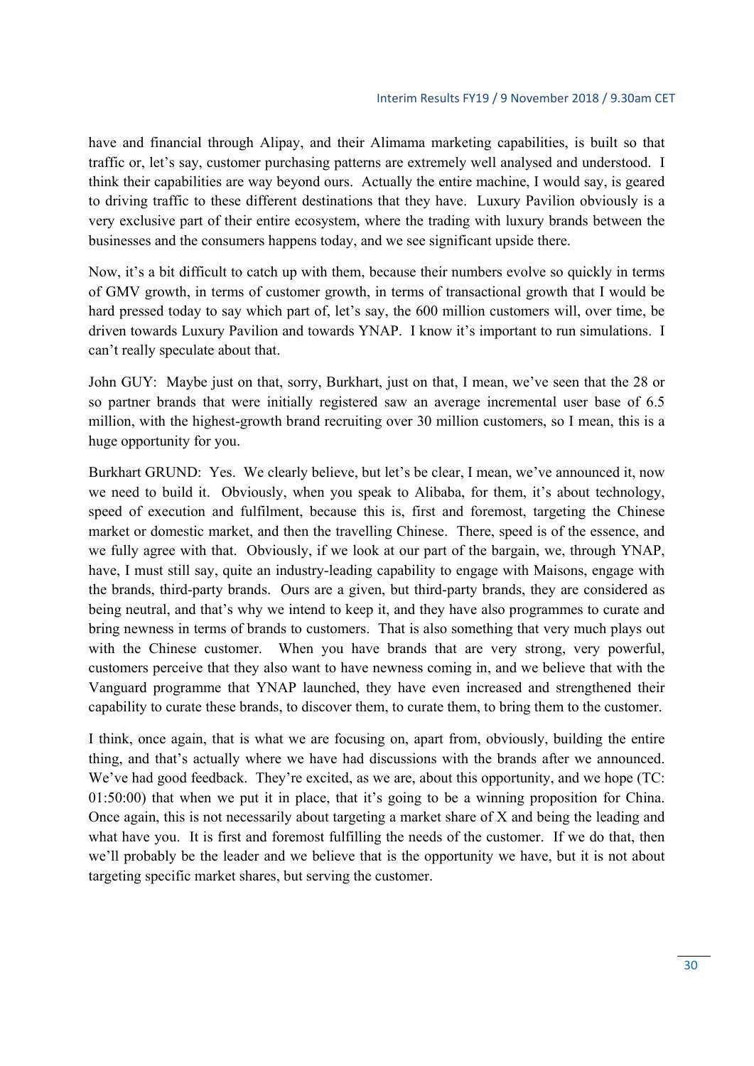have and financial through Alipay, and their Alimama marketing capabilities, is built so that traffic or, let's say, customer purchasing patterns are extremely well analysed and understood. I think their capabilities are way beyond ours. Actually the entire machine, I would say, is geared to driving traffic to these different destinations that they have. Luxury Pavilion obviously is a very exclusive part of their entire ecosystem, where the trading with luxury brands between the businesses and the consumers happens today, and we see significant upside there.

Now, it's a bit difficult to catch up with them, because their numbers evolve so quickly in terms of GMV growth, in terms of customer growth, in terms of transactional growth that I would be hard pressed today to say which part of, let's say, the 600 million customers will, over time, be driven towards Luxury Pavilion and towards YNAP. I know it's important to run simulations. I can't really speculate about that.

John GUY: Maybe just on that, sorry, Burkhart, just on that, I mean, we've seen that the 28 or so partner brands that were initially registered saw an average incremental user base of 6.5 million, with the highest-growth brand recruiting over 30 million customers, so I mean, this is a huge opportunity for you.

Burkhart GRUND: Yes. We clearly believe, but let's be clear, I mean, we've announced it, now we need to build it. Obviously, when you speak to Alibaba, for them, it's about technology, speed of execution and fulfilment, because this is, first and foremost, targeting the Chinese market or domestic market, and then the travelling Chinese. There, speed is of the essence, and we fully agree with that. Obviously, if we look at our part of the bargain, we, through YNAP, have, I must still say, quite an industry-leading capability to engage with Maisons, engage with the brands, third-party brands. Ours are a given, but third-party brands, they are considered as being neutral, and that's why we intend to keep it, and they have also programmes to curate and bring newness in terms of brands to customers. That is also something that very much plays out with the Chinese customer. When you have brands that are very strong, very powerful, customers perceive that they also want to have newness coming in, and we believe that with the Vanguard programme that YNAP launched, they have even increased and strengthened their capability to curate these brands, to discover them, to curate them, to bring them to the customer.

I think, once again, that is what we are focusing on, apart from, obviously, building the entire thing, and that's actually where we have had discussions with the brands after we announced. We've had good feedback. They're excited, as we are, about this opportunity, and we hope (TC: 01:50:00) that when we put it in place, that it's going to be a winning proposition for China. Once again, this is not necessarily about targeting a market share of X and being the leading and what have you. It is first and foremost fulfilling the needs of the customer. If we do that, then we'll probably be the leader and we believe that is the opportunity we have, but it is not about targeting specific market shares, but serving the customer.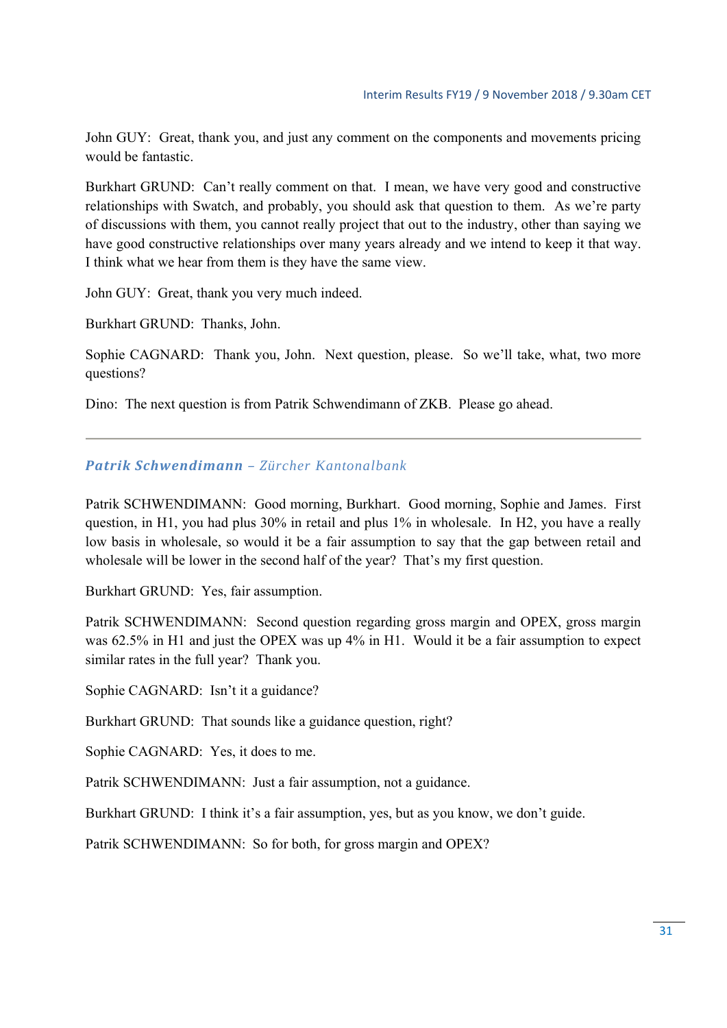John GUY: Great, thank you, and just any comment on the components and movements pricing would be fantastic.

Burkhart GRUND: Can't really comment on that. I mean, we have very good and constructive relationships with Swatch, and probably, you should ask that question to them. As we're party of discussions with them, you cannot really project that out to the industry, other than saying we have good constructive relationships over many years already and we intend to keep it that way. I think what we hear from them is they have the same view.

John GUY: Great, thank you very much indeed.

Burkhart GRUND: Thanks, John.

Sophie CAGNARD: Thank you, John. Next question, please. So we'll take, what, two more questions?

Dino: The next question is from Patrik Schwendimann of ZKB. Please go ahead.

---

### ***Patrik Schwendimann** – Zürcher Kantonalbank*

Patrik SCHWENDIMANN: Good morning, Burkhart. Good morning, Sophie and James. First question, in H1, you had plus 30% in retail and plus 1% in wholesale. In H2, you have a really low basis in wholesale, so would it be a fair assumption to say that the gap between retail and wholesale will be lower in the second half of the year? That's my first question.

Burkhart GRUND: Yes, fair assumption.

Patrik SCHWENDIMANN: Second question regarding gross margin and OPEX, gross margin was 62.5% in H1 and just the OPEX was up 4% in H1. Would it be a fair assumption to expect similar rates in the full year? Thank you.

Sophie CAGNARD: Isn't it a guidance?

Burkhart GRUND: That sounds like a guidance question, right?

Sophie CAGNARD: Yes, it does to me.

Patrik SCHWENDIMANN: Just a fair assumption, not a guidance.

Burkhart GRUND: I think it's a fair assumption, yes, but as you know, we don't guide.

Patrik SCHWENDIMANN: So for both, for gross margin and OPEX?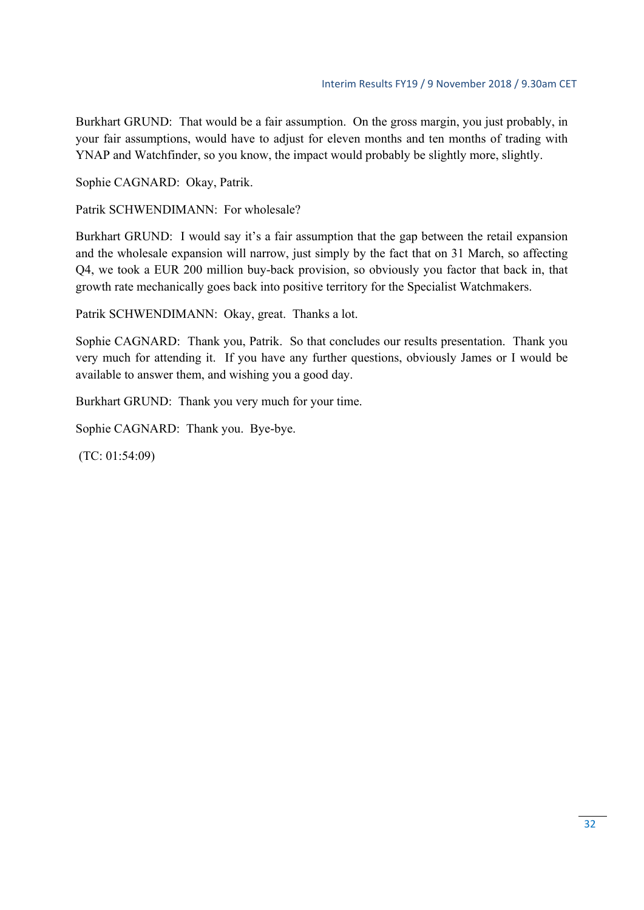Burkhart GRUND: That would be a fair assumption. On the gross margin, you just probably, in your fair assumptions, would have to adjust for eleven months and ten months of trading with YNAP and Watchfinder, so you know, the impact would probably be slightly more, slightly.

Sophie CAGNARD: Okay, Patrik.

Patrik SCHWENDIMANN: For wholesale?

Burkhart GRUND: I would say it's a fair assumption that the gap between the retail expansion and the wholesale expansion will narrow, just simply by the fact that on 31 March, so affecting Q4, we took a EUR 200 million buy-back provision, so obviously you factor that back in, that growth rate mechanically goes back into positive territory for the Specialist Watchmakers.

Patrik SCHWENDIMANN: Okay, great. Thanks a lot.

Sophie CAGNARD: Thank you, Patrik. So that concludes our results presentation. Thank you very much for attending it. If you have any further questions, obviously James or I would be available to answer them, and wishing you a good day.

Burkhart GRUND: Thank you very much for your time.

Sophie CAGNARD: Thank you. Bye-bye.

(TC: 01:54:09)